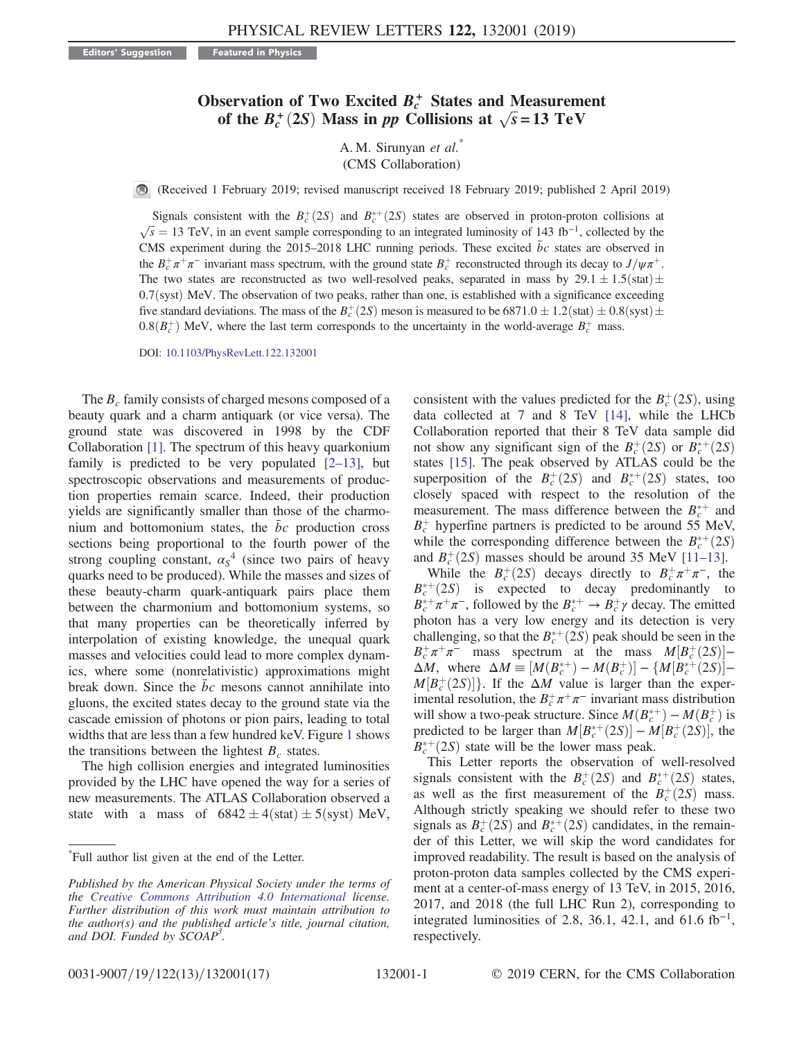Editors' Suggestion | Featured in Physics

# Observation of Two Excited $B_c^+$ States and Measurement of the $B_c^+(2S)$ Mass in $pp$ Collisions at $\sqrt{s} = 13$ TeV

A. M. Sirunyan *et al.*[*]

(CMS Collaboration)

(Received 1 February 2019; revised manuscript received 18 February 2019; published 2 April 2019)

Signals consistent with the $B_c^+(2S)$ and $B_c^{*+}(2S)$ states are observed in proton-proton collisions at $\sqrt{s} = 13$ TeV, in an event sample corresponding to an integrated luminosity of 143 fb$^{-1}$, collected by the CMS experiment during the 2015–2018 LHC running periods. These excited $\bar{b}c$ states are observed in the $B_c^+\pi^+\pi^-$ invariant mass spectrum, with the ground state $B_c^+$ reconstructed through its decay to $J/\psi\pi^+$. The two states are reconstructed as two well-resolved peaks, separated in mass by $29.1 \pm 1.5(\text{stat}) \pm 0.7(\text{syst})$ MeV. The observation of two peaks, rather than one, is established with a significance exceeding five standard deviations. The mass of the $B_c^+(2S)$ meson is measured to be $6871.0 \pm 1.2(\text{stat}) \pm 0.8(\text{syst}) \pm 0.8(B_c^+)$ MeV, where the last term corresponds to the uncertainty in the world-average $B_c^+$ mass.

DOI: 10.1103/PhysRevLett.122.132001

The $B_c$ family consists of charged mesons composed of a beauty quark and a charm antiquark (or vice versa). The ground state was discovered in 1998 by the CDF Collaboration [1]. The spectrum of this heavy quarkonium family is predicted to be very populated [2–13], but spectroscopic observations and measurements of production properties remain scarce. Indeed, their production yields are significantly smaller than those of the charmonium and bottomonium states, the $\bar{b}c$ production cross sections being proportional to the fourth power of the strong coupling constant, $\alpha_S{}^4$ (since two pairs of heavy quarks need to be produced). While the masses and sizes of these beauty-charm quark-antiquark pairs place them between the charmonium and bottomonium systems, so that many properties can be theoretically inferred by interpolation of existing knowledge, the unequal quark masses and velocities could lead to more complex dynamics, where some (nonrelativistic) approximations might break down. Since the $\bar{b}c$ mesons cannot annihilate into gluons, the excited states decay to the ground state via the cascade emission of photons or pion pairs, leading to total widths that are less than a few hundred keV. Figure 1 shows the transitions between the lightest $B_c$ states.

The high collision energies and integrated luminosities provided by the LHC have opened the way for a series of new measurements. The ATLAS Collaboration observed a state with a mass of $6842 \pm 4(\text{stat}) \pm 5(\text{syst})$ MeV, consistent with the values predicted for the $B_c^+(2S)$, using data collected at 7 and 8 TeV [14], while the LHCb Collaboration reported that their 8 TeV data sample did not show any significant sign of the $B_c^+(2S)$ or $B_c^{*+}(2S)$ states [15]. The peak observed by ATLAS could be the superposition of the $B_c^+(2S)$ and $B_c^{*+}(2S)$ states, too closely spaced with respect to the resolution of the measurement. The mass difference between the $B_c^{*+}$ and $B_c^+$ hyperfine partners is predicted to be around 55 MeV, while the corresponding difference between the $B_c^{*+}(2S)$ and $B_c^+(2S)$ masses should be around 35 MeV [11–13].

While the $B_c^+(2S)$ decays directly to $B_c^+\pi^+\pi^-$, the $B_c^{*+}(2S)$ is expected to decay predominantly to $B_c^{*+}\pi^+\pi^-$, followed by the $B_c^{*+} \to B_c^+\gamma$ decay. The emitted photon has a very low energy and its detection is very challenging, so that the $B_c^{*+}(2S)$ peak should be seen in the $B_c^+\pi^+\pi^-$ mass spectrum at the mass $M[B_c^+(2S)] - \Delta M$, where $\Delta M \equiv [M(B_c^{*+}) - M(B_c^+)] - \{M[B_c^{*+}(2S)] - M[B_c^+(2S)]\}$. If the $\Delta M$ value is larger than the experimental resolution, the $B_c^+\pi^+\pi^-$ invariant mass distribution will show a two-peak structure. Since $M(B_c^{*+}) - M(B_c^+)$ is predicted to be larger than $M[B_c^{*+}(2S)] - M[B_c^+(2S)]$, the $B_c^{*+}(2S)$ state will be the lower mass peak.

This Letter reports the observation of well-resolved signals consistent with the $B_c^+(2S)$ and $B_c^{*+}(2S)$ states, as well as the first measurement of the $B_c^+(2S)$ mass. Although strictly speaking we should refer to these two signals as $B_c^+(2S)$ and $B_c^{*+}(2S)$ candidates, in the remainder of this Letter, we will skip the word candidates for improved readability. The result is based on the analysis of proton-proton data samples collected by the CMS experiment at a center-of-mass energy of 13 TeV, in 2015, 2016, 2017, and 2018 (the full LHC Run 2), corresponding to integrated luminosities of 2.8, 36.1, 42.1, and 61.6 fb$^{-1}$, respectively.

---

[*]Full author list given at the end of the Letter.

*Published by the American Physical Society under the terms of the Creative Commons Attribution 4.0 International license. Further distribution of this work must maintain attribution to the author(s) and the published article's title, journal citation, and DOI. Funded by SCOAP*[3].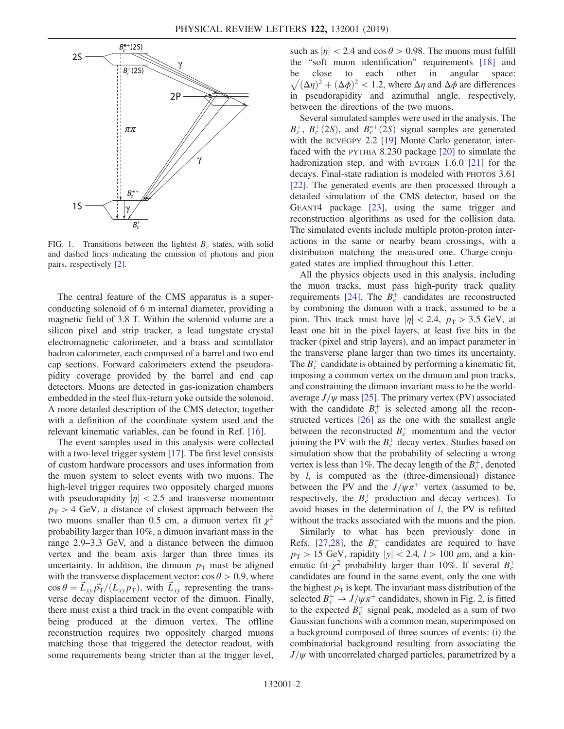FIG. 1. Transitions between the lightest $B_c$ states, with solid and dashed lines indicating the emission of photons and pion pairs, respectively [2].

The central feature of the CMS apparatus is a superconducting solenoid of 6 m internal diameter, providing a magnetic field of 3.8 T. Within the solenoid volume are a silicon pixel and strip tracker, a lead tungstate crystal electromagnetic calorimeter, and a brass and scintillator hadron calorimeter, each composed of a barrel and two end cap sections. Forward calorimeters extend the pseudorapidity coverage provided by the barrel and end cap detectors. Muons are detected in gas-ionization chambers embedded in the steel flux-return yoke outside the solenoid. A more detailed description of the CMS detector, together with a definition of the coordinate system used and the relevant kinematic variables, can be found in Ref. [16].

The event samples used in this analysis were collected with a two-level trigger system [17]. The first level consists of custom hardware processors and uses information from the muon system to select events with two muons. The high-level trigger requires two oppositely charged muons with pseudorapidity $|\eta| < 2.5$ and transverse momentum $p_T > 4$ GeV, a distance of closest approach between the two muons smaller than 0.5 cm, a dimuon vertex fit $\chi^2$ probability larger than 10%, a dimuon invariant mass in the range 2.9–3.3 GeV, and a distance between the dimuon vertex and the beam axis larger than three times its uncertainty. In addition, the dimuon $p_T$ must be aligned with the transverse displacement vector: $\cos\theta > 0.9$, where $\cos\theta = \vec{L}_{xy}\vec{p}_T/(L_{xy}p_T)$, with $\vec{L}_{xy}$ representing the transverse decay displacement vector of the dimuon. Finally, there must exist a third track in the event compatible with being produced at the dimuon vertex. The offline reconstruction requires two oppositely charged muons matching those that triggered the detector readout, with some requirements being stricter than at the trigger level, such as $|\eta| < 2.4$ and $\cos\theta > 0.98$. The muons must fulfill the "soft muon identification" requirements [18] and be close to each other in angular space: $\sqrt{(\Delta\eta)^2 + (\Delta\phi)^2} < 1.2$, where $\Delta\eta$ and $\Delta\phi$ are differences in pseudorapidity and azimuthal angle, respectively, between the directions of the two muons.

Several simulated samples were used in the analysis. The $B_c^+$, $B_c^+(2S)$, and $B_c^{*+}(2S)$ signal samples are generated with the BCVEGPY 2.2 [19] Monte Carlo generator, interfaced with the PYTHIA 8.230 package [20] to simulate the hadronization step, and with EVTGEN 1.6.0 [21] for the decays. Final-state radiation is modeled with PHOTOS 3.61 [22]. The generated events are then processed through a detailed simulation of the CMS detector, based on the GEANT4 package [23], using the same trigger and reconstruction algorithms as used for the collision data. The simulated events include multiple proton-proton interactions in the same or nearby beam crossings, with a distribution matching the measured one. Charge-conjugated states are implied throughout this Letter.

All the physics objects used in this analysis, including the muon tracks, must pass high-purity track quality requirements [24]. The $B_c^+$ candidates are reconstructed by combining the dimuon with a track, assumed to be a pion. This track must have $|\eta| < 2.4$, $p_T > 3.5$ GeV, at least one hit in the pixel layers, at least five hits in the tracker (pixel and strip layers), and an impact parameter in the transverse plane larger than two times its uncertainty. The $B_c^+$ candidate is obtained by performing a kinematic fit, imposing a common vertex on the dimuon and pion tracks, and constraining the dimuon invariant mass to be the world-average $J/\psi$ mass [25]. The primary vertex (PV) associated with the candidate $B_c^+$ is selected among all the reconstructed vertices [26] as the one with the smallest angle between the reconstructed $B_c^+$ momentum and the vector joining the PV with the $B_c^+$ decay vertex. Studies based on simulation show that the probability of selecting a wrong vertex is less than 1%. The decay length of the $B_c^+$, denoted by $l$, is computed as the (three-dimensional) distance between the PV and the $J/\psi\pi^+$ vertex (assumed to be, respectively, the $B_c^+$ production and decay vertices). To avoid biases in the determination of $l$, the PV is refitted without the tracks associated with the muons and the pion.

Similarly to what has been previously done in Refs. [27,28], the $B_c^+$ candidates are required to have $p_T > 15$ GeV, rapidity $|y| < 2.4$, $l > 100$ $\mu$m, and a kinematic fit $\chi^2$ probability larger than 10%. If several $B_c^+$ candidates are found in the same event, only the one with the highest $p_T$ is kept. The invariant mass distribution of the selected $B_c^+ \to J/\psi\pi^+$ candidates, shown in Fig. 2, is fitted to the expected $B_c^+$ signal peak, modeled as a sum of two Gaussian functions with a common mean, superimposed on a background composed of three sources of events: (i) the combinatorial background resulting from associating the $J/\psi$ with uncorrelated charged particles, parametrized by a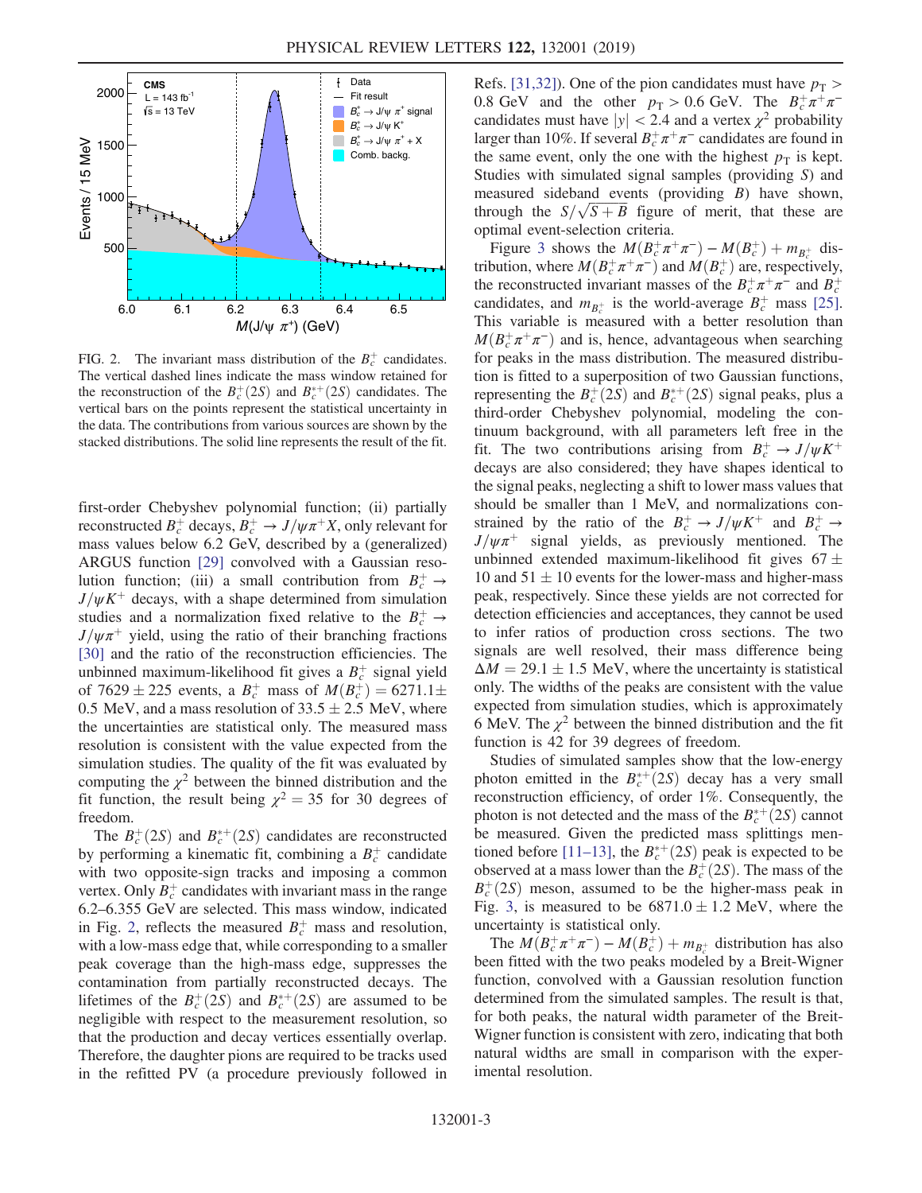FIG. 2. The invariant mass distribution of the $B_c^+$ candidates. The vertical dashed lines indicate the mass window retained for the reconstruction of the $B_c^+(2S)$ and $B_c^{*+}(2S)$ candidates. The vertical bars on the points represent the statistical uncertainty in the data. The contributions from various sources are shown by the stacked distributions. The solid line represents the result of the fit.

first-order Chebyshev polynomial function; (ii) partially reconstructed $B_c^+$ decays, $B_c^+ \to J/\psi\pi^+ X$, only relevant for mass values below 6.2 GeV, described by a (generalized) ARGUS function [29] convolved with a Gaussian resolution function; (iii) a small contribution from $B_c^+ \to J/\psi K^+$ decays, with a shape determined from simulation studies and a normalization fixed relative to the $B_c^+ \to J/\psi\pi^+$ yield, using the ratio of their branching fractions [30] and the ratio of the reconstruction efficiencies. The unbinned maximum-likelihood fit gives a $B_c^+$ signal yield of $7629 \pm 225$ events, a $B_c^+$ mass of $M(B_c^+) = 6271.1 \pm 0.5$ MeV, and a mass resolution of $33.5 \pm 2.5$ MeV, where the uncertainties are statistical only. The measured mass resolution is consistent with the value expected from the simulation studies. The quality of the fit was evaluated by computing the $\chi^2$ between the binned distribution and the fit function, the result being $\chi^2 = 35$ for 30 degrees of freedom.

The $B_c^+(2S)$ and $B_c^{*+}(2S)$ candidates are reconstructed by performing a kinematic fit, combining a $B_c^+$ candidate with two opposite-sign tracks and imposing a common vertex. Only $B_c^+$ candidates with invariant mass in the range 6.2–6.355 GeV are selected. This mass window, indicated in Fig. 2, reflects the measured $B_c^+$ mass and resolution, with a low-mass edge that, while corresponding to a smaller peak coverage than the high-mass edge, suppresses the contamination from partially reconstructed decays. The lifetimes of the $B_c^+(2S)$ and $B_c^{*+}(2S)$ are assumed to be negligible with respect to the measurement resolution, so that the production and decay vertices essentially overlap. Therefore, the daughter pions are required to be tracks used in the refitted PV (a procedure previously followed in Refs. [31,32]). One of the pion candidates must have $p_T > 0.8$ GeV and the other $p_T > 0.6$ GeV. The $B_c^+\pi^+\pi^-$ candidates must have $|y| < 2.4$ and a vertex $\chi^2$ probability larger than 10%. If several $B_c^+\pi^+\pi^-$ candidates are found in the same event, only the one with the highest $p_T$ is kept. Studies with simulated signal samples (providing $S$) and measured sideband events (providing $B$) have shown, through the $S/\sqrt{S+B}$ figure of merit, that these are optimal event-selection criteria.

Figure 3 shows the $M(B_c^+\pi^+\pi^-) - M(B_c^+) + m_{B_c^+}$ distribution, where $M(B_c^+\pi^+\pi^-)$ and $M(B_c^+)$ are, respectively, the reconstructed invariant masses of the $B_c^+\pi^+\pi^-$ and $B_c^+$ candidates, and $m_{B_c^+}$ is the world-average $B_c^+$ mass [25]. This variable is measured with a better resolution than $M(B_c^+\pi^+\pi^-)$ and is, hence, advantageous when searching for peaks in the mass distribution. The measured distribution is fitted to a superposition of two Gaussian functions, representing the $B_c^+(2S)$ and $B_c^{*+}(2S)$ signal peaks, plus a third-order Chebyshev polynomial, modeling the continuum background, with all parameters left free in the fit. The two contributions arising from $B_c^+ \to J/\psi K^+$ decays are also considered; they have shapes identical to the signal peaks, neglecting a shift to lower mass values that should be smaller than 1 MeV, and normalizations constrained by the ratio of the $B_c^+ \to J/\psi K^+$ and $B_c^+ \to J/\psi\pi^+$ signal yields, as previously mentioned. The unbinned extended maximum-likelihood fit gives $67 \pm 10$ and $51 \pm 10$ events for the lower-mass and higher-mass peak, respectively. Since these yields are not corrected for detection efficiencies and acceptances, they cannot be used to infer ratios of production cross sections. The two signals are well resolved, their mass difference being $\Delta M = 29.1 \pm 1.5$ MeV, where the uncertainty is statistical only. The widths of the peaks are consistent with the value expected from simulation studies, which is approximately 6 MeV. The $\chi^2$ between the binned distribution and the fit function is 42 for 39 degrees of freedom.

Studies of simulated samples show that the low-energy photon emitted in the $B_c^{*+}(2S)$ decay has a very small reconstruction efficiency, of order 1%. Consequently, the photon is not detected and the mass of the $B_c^{*+}(2S)$ cannot be measured. Given the predicted mass splittings mentioned before [11–13], the $B_c^{*+}(2S)$ peak is expected to be observed at a mass lower than the $B_c^+(2S)$. The mass of the $B_c^+(2S)$ meson, assumed to be the higher-mass peak in Fig. 3, is measured to be $6871.0 \pm 1.2$ MeV, where the uncertainty is statistical only.

The $M(B_c^+\pi^+\pi^-) - M(B_c^+) + m_{B_c^+}$ distribution has also been fitted with the two peaks modeled by a Breit-Wigner function, convolved with a Gaussian resolution function determined from the simulated samples. The result is that, for both peaks, the natural width parameter of the Breit-Wigner function is consistent with zero, indicating that both natural widths are small in comparison with the experimental resolution.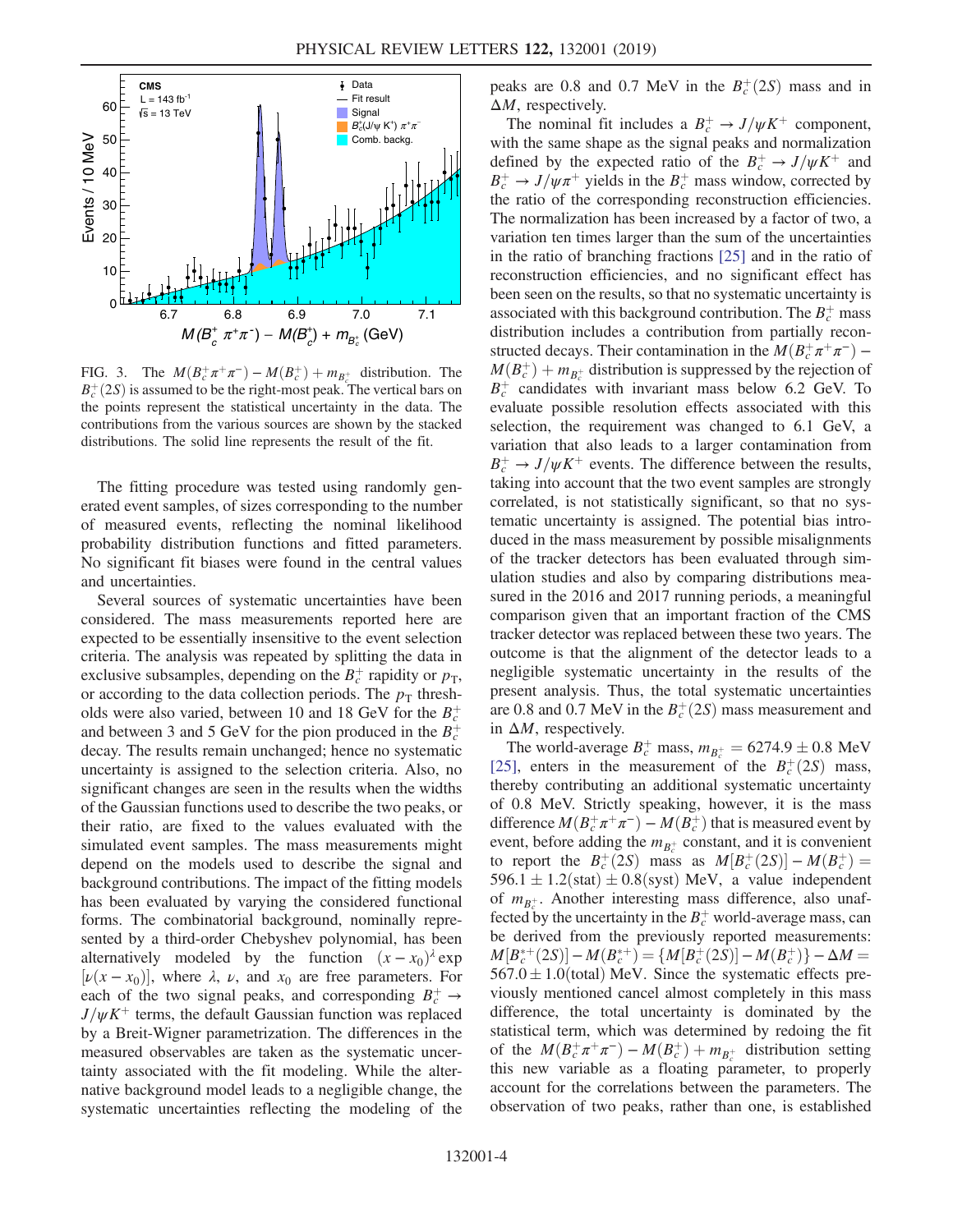FIG. 3. The $M(B_c^+\pi^+\pi^-) - M(B_c^+) + m_{B_c^+}$ distribution. The $B_c^+(2S)$ is assumed to be the right-most peak. The vertical bars on the points represent the statistical uncertainty in the data. The contributions from the various sources are shown by the stacked distributions. The solid line represents the result of the fit.

The fitting procedure was tested using randomly generated event samples, of sizes corresponding to the number of measured events, reflecting the nominal likelihood probability distribution functions and fitted parameters. No significant fit biases were found in the central values and uncertainties.

Several sources of systematic uncertainties have been considered. The mass measurements reported here are expected to be essentially insensitive to the event selection criteria. The analysis was repeated by splitting the data in exclusive subsamples, depending on the $B_c^+$ rapidity or $p_T$, or according to the data collection periods. The $p_T$ thresholds were also varied, between 10 and 18 GeV for the $B_c^+$ and between 3 and 5 GeV for the pion produced in the $B_c^+$ decay. The results remain unchanged; hence no systematic uncertainty is assigned to the selection criteria. Also, no significant changes are seen in the results when the widths of the Gaussian functions used to describe the two peaks, or their ratio, are fixed to the values evaluated with the simulated event samples. The mass measurements might depend on the models used to describe the signal and background contributions. The impact of the fitting models has been evaluated by varying the considered functional forms. The combinatorial background, nominally represented by a third-order Chebyshev polynomial, has been alternatively modeled by the function $(x - x_0)^\lambda \exp[\nu(x - x_0)]$, where $\lambda$, $\nu$, and $x_0$ are free parameters. For each of the two signal peaks, and corresponding $B_c^+ \to J/\psi K^+$ terms, the default Gaussian function was replaced by a Breit-Wigner parametrization. The differences in the measured observables are taken as the systematic uncertainty associated with the fit modeling. While the alternative background model leads to a negligible change, the systematic uncertainties reflecting the modeling of the peaks are 0.8 and 0.7 MeV in the $B_c^+(2S)$ mass and in $\Delta M$, respectively.

The nominal fit includes a $B_c^+ \to J/\psi K^+$ component, with the same shape as the signal peaks and normalization defined by the expected ratio of the $B_c^+ \to J/\psi K^+$ and $B_c^+ \to J/\psi \pi^+$ yields in the $B_c^+$ mass window, corrected by the ratio of the corresponding reconstruction efficiencies. The normalization has been increased by a factor of two, a variation ten times larger than the sum of the uncertainties in the ratio of branching fractions [25] and in the ratio of reconstruction efficiencies, and no significant effect has been seen on the results, so that no systematic uncertainty is associated with this background contribution. The $B_c^+$ mass distribution includes a contribution from partially reconstructed decays. Their contamination in the $M(B_c^+\pi^+\pi^-) - M(B_c^+) + m_{B_c^+}$ distribution is suppressed by the rejection of $B_c^+$ candidates with invariant mass below 6.2 GeV. To evaluate possible resolution effects associated with this selection, the requirement was changed to 6.1 GeV, a variation that also leads to a larger contamination from $B_c^+ \to J/\psi K^+$ events. The difference between the results, taking into account that the two event samples are strongly correlated, is not statistically significant, so that no systematic uncertainty is assigned. The potential bias introduced in the mass measurement by possible misalignments of the tracker detectors has been evaluated through simulation studies and also by comparing distributions measured in the 2016 and 2017 running periods, a meaningful comparison given that an important fraction of the CMS tracker detector was replaced between these two years. The outcome is that the alignment of the detector leads to a negligible systematic uncertainty in the results of the present analysis. Thus, the total systematic uncertainties are 0.8 and 0.7 MeV in the $B_c^+(2S)$ mass measurement and in $\Delta M$, respectively.

The world-average $B_c^+$ mass, $m_{B_c^+} = 6274.9 \pm 0.8$ MeV [25], enters in the measurement of the $B_c^+(2S)$ mass, thereby contributing an additional systematic uncertainty of 0.8 MeV. Strictly speaking, however, it is the mass difference $M(B_c^+\pi^+\pi^-) - M(B_c^+)$ that is measured event by event, before adding the $m_{B_c^+}$ constant, and it is convenient to report the $B_c^+(2S)$ mass as $M[B_c^+(2S)] - M(B_c^+) = 596.1 \pm 1.2(\text{stat}) \pm 0.8(\text{syst})$ MeV, a value independent of $m_{B_c^+}$. Another interesting mass difference, also unaffected by the uncertainty in the $B_c^+$ world-average mass, can be derived from the previously reported measurements: $M[B_c^{*+}(2S)] - M(B_c^{*+}) = \{M[B_c^+(2S)] - M(B_c^+)\} - \Delta M = 567.0 \pm 1.0(\text{total})$ MeV. Since the systematic effects previously mentioned cancel almost completely in this mass difference, the total uncertainty is dominated by the statistical term, which was determined by redoing the fit of the $M(B_c^+\pi^+\pi^-) - M(B_c^+) + m_{B_c^+}$ distribution setting this new variable as a floating parameter, to properly account for the correlations between the parameters. The observation of two peaks, rather than one, is established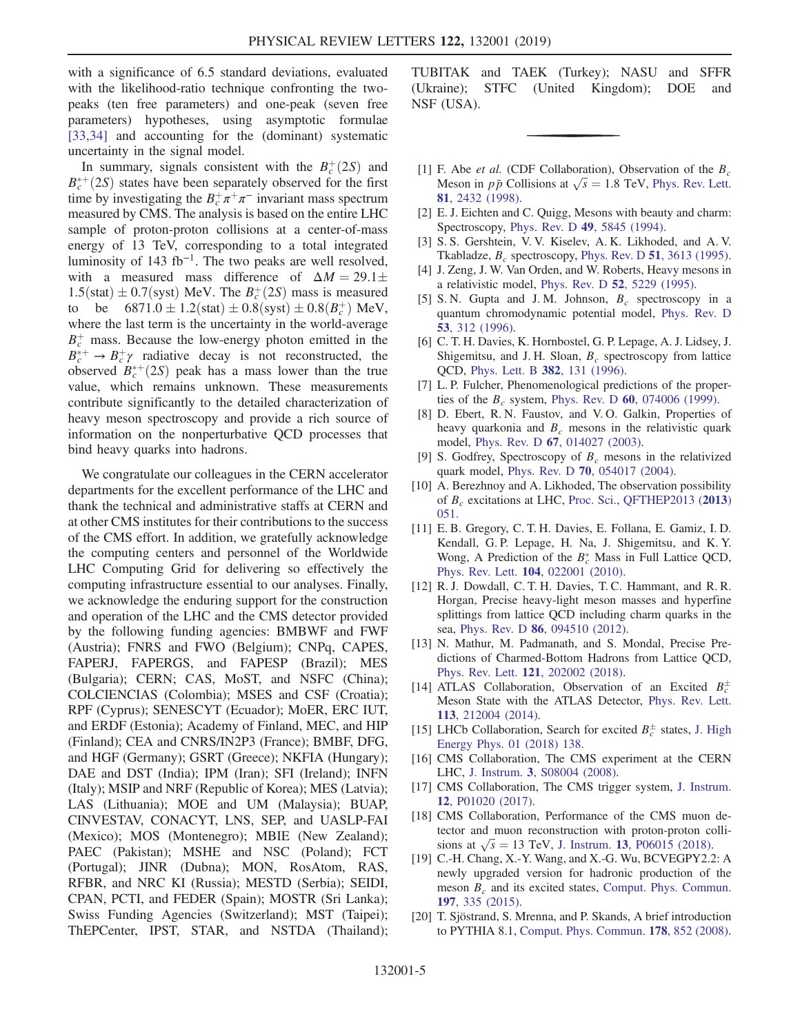with a significance of 6.5 standard deviations, evaluated with the likelihood-ratio technique confronting the two-peaks (ten free parameters) and one-peak (seven free parameters) hypotheses, using asymptotic formulae [33,34] and accounting for the (dominant) systematic uncertainty in the signal model.

In summary, signals consistent with the $B_c^+(2S)$ and $B_c^{*+}(2S)$ states have been separately observed for the first time by investigating the $B_c^+\pi^+\pi^-$ invariant mass spectrum measured by CMS. The analysis is based on the entire LHC sample of proton-proton collisions at a center-of-mass energy of 13 TeV, corresponding to a total integrated luminosity of 143 $\mathrm{fb}^{-1}$. The two peaks are well resolved, with a measured mass difference of $\Delta M = 29.1 \pm 1.5(\mathrm{stat}) \pm 0.7(\mathrm{syst})$ MeV. The $B_c^+(2S)$ mass is measured to be $6871.0 \pm 1.2(\mathrm{stat}) \pm 0.8(\mathrm{syst}) \pm 0.8(B_c^+)$ MeV, where the last term is the uncertainty in the world-average $B_c^+$ mass. Because the low-energy photon emitted in the $B_c^{*+} \to B_c^+\gamma$ radiative decay is not reconstructed, the observed $B_c^{*+}(2S)$ peak has a mass lower than the true value, which remains unknown. These measurements contribute significantly to the detailed characterization of heavy meson spectroscopy and provide a rich source of information on the nonperturbative QCD processes that bind heavy quarks into hadrons.

We congratulate our colleagues in the CERN accelerator departments for the excellent performance of the LHC and thank the technical and administrative staffs at CERN and at other CMS institutes for their contributions to the success of the CMS effort. In addition, we gratefully acknowledge the computing centers and personnel of the Worldwide LHC Computing Grid for delivering so effectively the computing infrastructure essential to our analyses. Finally, we acknowledge the enduring support for the construction and operation of the LHC and the CMS detector provided by the following funding agencies: BMBWF and FWF (Austria); FNRS and FWO (Belgium); CNPq, CAPES, FAPERJ, FAPERGS, and FAPESP (Brazil); MES (Bulgaria); CERN; CAS, MoST, and NSFC (China); COLCIENCIAS (Colombia); MSES and CSF (Croatia); RPF (Cyprus); SENESCYT (Ecuador); MoER, ERC IUT, and ERDF (Estonia); Academy of Finland, MEC, and HIP (Finland); CEA and CNRS/IN2P3 (France); BMBF, DFG, and HGF (Germany); GSRT (Greece); NKFIA (Hungary); DAE and DST (India); IPM (Iran); SFI (Ireland); INFN (Italy); MSIP and NRF (Republic of Korea); MES (Latvia); LAS (Lithuania); MOE and UM (Malaysia); BUAP, CINVESTAV, CONACYT, LNS, SEP, and UASLP-FAI (Mexico); MOS (Montenegro); MBIE (New Zealand); PAEC (Pakistan); MSHE and NSC (Poland); FCT (Portugal); JINR (Dubna); MON, RosAtom, RAS, RFBR, and NRC KI (Russia); MESTD (Serbia); SEIDI, CPAN, PCTI, and FEDER (Spain); MOSTR (Sri Lanka); Swiss Funding Agencies (Switzerland); MST (Taipei); ThEPCenter, IPST, STAR, and NSTDA (Thailand); TUBITAK and TAEK (Turkey); NASU and SFFR (Ukraine); STFC (United Kingdom); DOE and NSF (USA).

---

[1] F. Abe *et al.* (CDF Collaboration), Observation of the $B_c$ Meson in $p\bar{p}$ Collisions at $\sqrt{s} = 1.8$ TeV, Phys. Rev. Lett. **81**, 2432 (1998).

[2] E. J. Eichten and C. Quigg, Mesons with beauty and charm: Spectroscopy, Phys. Rev. D **49**, 5845 (1994).

[3] S. S. Gershtein, V. V. Kiselev, A. K. Likhoded, and A. V. Tkabladze, $B_c$ spectroscopy, Phys. Rev. D **51**, 3613 (1995).

[4] J. Zeng, J. W. Van Orden, and W. Roberts, Heavy mesons in a relativistic model, Phys. Rev. D **52**, 5229 (1995).

[5] S. N. Gupta and J. M. Johnson, $B_c$ spectroscopy in a quantum chromodynamic potential model, Phys. Rev. D **53**, 312 (1996).

[6] C. T. H. Davies, K. Hornbostel, G. P. Lepage, A. J. Lidsey, J. Shigemitsu, and J. H. Sloan, $B_c$ spectroscopy from lattice QCD, Phys. Lett. B **382**, 131 (1996).

[7] L. P. Fulcher, Phenomenological predictions of the properties of the $B_c$ system, Phys. Rev. D **60**, 074006 (1999).

[8] D. Ebert, R. N. Faustov, and V. O. Galkin, Properties of heavy quarkonia and $B_c$ mesons in the relativistic quark model, Phys. Rev. D **67**, 014027 (2003).

[9] S. Godfrey, Spectroscopy of $B_c$ mesons in the relativized quark model, Phys. Rev. D **70**, 054017 (2004).

[10] A. Berezhnoy and A. Likhoded, The observation possibility of $B_c$ excitations at LHC, Proc. Sci., QFTHEP2013 (**2013**) 051.

[11] E. B. Gregory, C. T. H. Davies, E. Follana, E. Gamiz, I. D. Kendall, G. P. Lepage, H. Na, J. Shigemitsu, and K. Y. Wong, A Prediction of the $B_c^*$ Mass in Full Lattice QCD, Phys. Rev. Lett. **104**, 022001 (2010).

[12] R. J. Dowdall, C. T. H. Davies, T. C. Hammant, and R. R. Horgan, Precise heavy-light meson masses and hyperfine splittings from lattice QCD including charm quarks in the sea, Phys. Rev. D **86**, 094510 (2012).

[13] N. Mathur, M. Padmanath, and S. Mondal, Precise Predictions of Charmed-Bottom Hadrons from Lattice QCD, Phys. Rev. Lett. **121**, 202002 (2018).

[14] ATLAS Collaboration, Observation of an Excited $B_c^\pm$ Meson State with the ATLAS Detector, Phys. Rev. Lett. **113**, 212004 (2014).

[15] LHCb Collaboration, Search for excited $B_c^\pm$ states, J. High Energy Phys. 01 (2018) 138.

[16] CMS Collaboration, The CMS experiment at the CERN LHC, J. Instrum. **3**, S08004 (2008).

[17] CMS Collaboration, The CMS trigger system, J. Instrum. **12**, P01020 (2017).

[18] CMS Collaboration, Performance of the CMS muon detector and muon reconstruction with proton-proton collisions at $\sqrt{s} = 13$ TeV, J. Instrum. **13**, P06015 (2018).

[19] C.-H. Chang, X.-Y. Wang, and X.-G. Wu, BCVEGPY2.2: A newly upgraded version for hadronic production of the meson $B_c$ and its excited states, Comput. Phys. Commun. **197**, 335 (2015).

[20] T. Sjöstrand, S. Mrenna, and P. Skands, A brief introduction to PYTHIA 8.1, Comput. Phys. Commun. **178**, 852 (2008).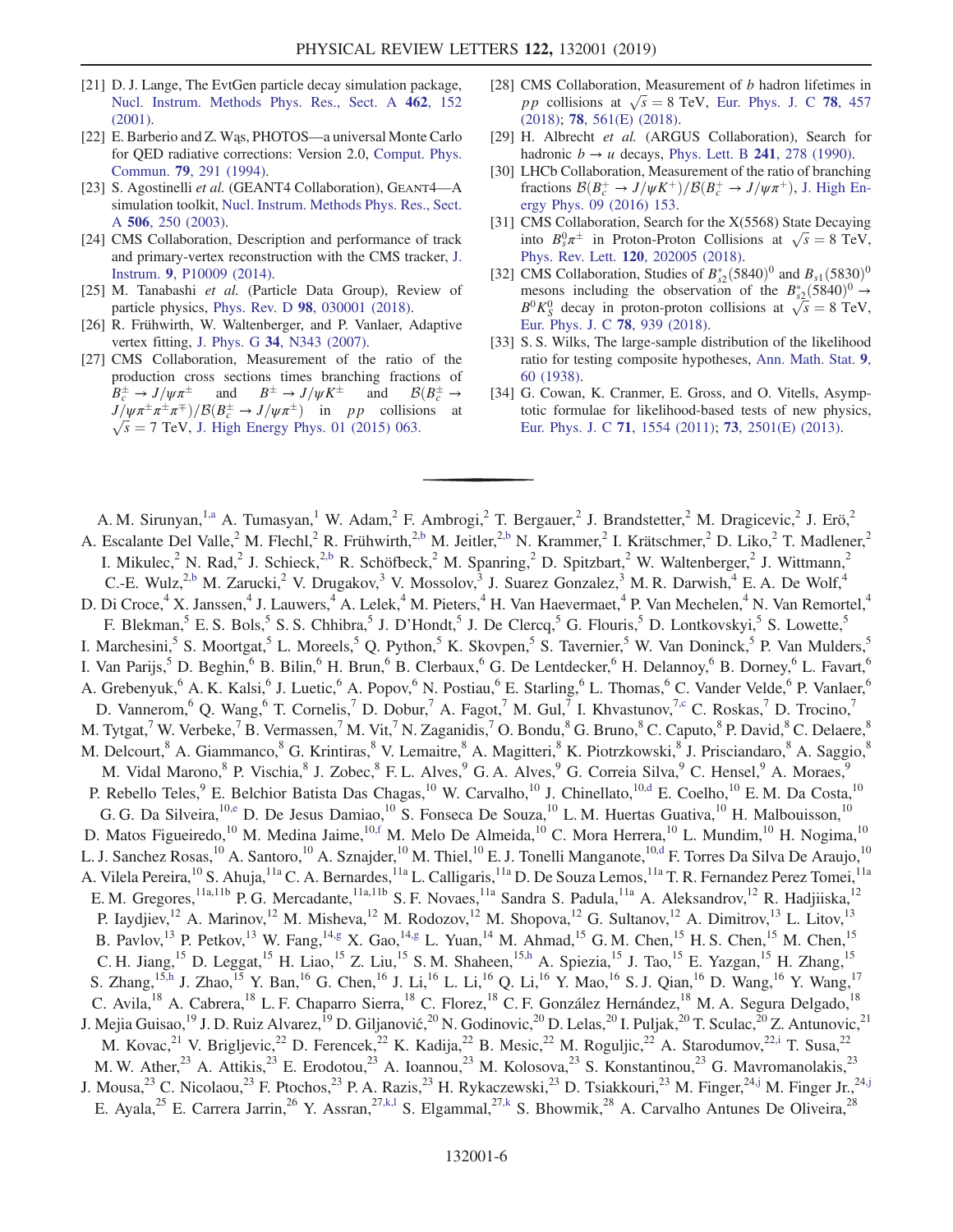[21] D. J. Lange, The EvtGen particle decay simulation package, Nucl. Instrum. Methods Phys. Res., Sect. A **462**, 152 (2001).

[22] E. Barberio and Z. Wąs, PHOTOS—a universal Monte Carlo for QED radiative corrections: Version 2.0, Comput. Phys. Commun. **79**, 291 (1994).

[23] S. Agostinelli *et al.* (GEANT4 Collaboration), GEANT4—A simulation toolkit, Nucl. Instrum. Methods Phys. Res., Sect. A **506**, 250 (2003).

[24] CMS Collaboration, Description and performance of track and primary-vertex reconstruction with the CMS tracker, J. Instrum. **9**, P10009 (2014).

[25] M. Tanabashi *et al.* (Particle Data Group), Review of particle physics, Phys. Rev. D **98**, 030001 (2018).

[26] R. Frühwirth, W. Waltenberger, and P. Vanlaer, Adaptive vertex fitting, J. Phys. G **34**, N343 (2007).

[27] CMS Collaboration, Measurement of the ratio of the production cross sections times branching fractions of $B_c^\pm \to J/\psi\pi^\pm$ and $B^\pm \to J/\psi K^\pm$ and $\mathcal{B}(B_c^\pm \to J/\psi\pi^\pm\pi^\pm\pi^\mp)/\mathcal{B}(B_c^\pm \to J/\psi\pi^\pm)$ in $pp$ collisions at $\sqrt{s} = 7$ TeV, J. High Energy Phys. 01 (2015) 063.

[28] CMS Collaboration, Measurement of $b$ hadron lifetimes in $pp$ collisions at $\sqrt{s} = 8$ TeV, Eur. Phys. J. C **78**, 457 (2018); **78**, 561(E) (2018).

[29] H. Albrecht *et al.* (ARGUS Collaboration), Search for hadronic $b \to u$ decays, Phys. Lett. B **241**, 278 (1990).

[30] LHCb Collaboration, Measurement of the ratio of branching fractions $\mathcal{B}(B_c^+ \to J/\psi K^+)/\mathcal{B}(B_c^+ \to J/\psi\pi^+)$, J. High Energy Phys. 09 (2016) 153.

[31] CMS Collaboration, Search for the X(5568) State Decaying into $B_s^0\pi^\pm$ in Proton-Proton Collisions at $\sqrt{s} = 8$ TeV, Phys. Rev. Lett. **120**, 202005 (2018).

[32] CMS Collaboration, Studies of $B_{s2}^*(5840)^0$ and $B_{s1}(5830)^0$ mesons including the observation of the $B_{s2}^*(5840)^0 \to B^0K_S^0$ decay in proton-proton collisions at $\sqrt{s} = 8$ TeV, Eur. Phys. J. C **78**, 939 (2018).

[33] S. S. Wilks, The large-sample distribution of the likelihood ratio for testing composite hypotheses, Ann. Math. Stat. **9**, 60 (1938).

[34] G. Cowan, K. Cranmer, E. Gross, and O. Vitells, Asymptotic formulae for likelihood-based tests of new physics, Eur. Phys. J. C **71**, 1554 (2011); **73**, 2501(E) (2013).

---

A. M. Sirunyan,[1,a] A. Tumasyan,[1] W. Adam,[2] F. Ambrogi,[2] T. Bergauer,[2] J. Brandstetter,[2] M. Dragicevic,[2] J. Erö,[2] A. Escalante Del Valle,[2] M. Flechl,[2] R. Frühwirth,[2,b] M. Jeitler,[2,b] N. Krammer,[2] I. Krätschmer,[2] D. Liko,[2] T. Madlener,[2] I. Mikulec,[2] N. Rad,[2] J. Schieck,[2,b] R. Schöfbeck,[2] M. Spanring,[2] D. Spitzbart,[2] W. Waltenberger,[2] J. Wittmann,[2] C.-E. Wulz,[2,b] M. Zarucki,[2] V. Drugakov,[3] V. Mossolov,[3] J. Suarez Gonzalez,[3] M. R. Darwish,[4] E. A. De Wolf,[4] D. Di Croce,[4] X. Janssen,[4] J. Lauwers,[4] A. Lelek,[4] M. Pieters,[4] H. Van Haevermaet,[4] P. Van Mechelen,[4] N. Van Remortel,[4] F. Blekman,[5] E. S. Bols,[5] S. S. Chhibra,[5] J. D'Hondt,[5] J. De Clercq,[5] G. Flouris,[5] D. Lontkovskyi,[5] S. Lowette,[5] I. Marchesini,[5] S. Moortgat,[5] L. Moreels,[5] Q. Python,[5] K. Skovpen,[5] S. Tavernier,[5] W. Van Doninck,[5] P. Van Mulders,[5] I. Van Parijs,[5] D. Beghin,[6] B. Bilin,[6] H. Brun,[6] B. Clerbaux,[6] G. De Lentdecker,[6] H. Delannoy,[6] B. Dorney,[6] L. Favart,[6] A. Grebenyuk,[6] A. K. Kalsi,[6] J. Luetic,[6] A. Popov,[6] N. Postiau,[6] E. Starling,[6] L. Thomas,[6] C. Vander Velde,[6] P. Vanlaer,[6] D. Vannerom,[6] Q. Wang,[6] T. Cornelis,[7] D. Dobur,[7] A. Fagot,[7] M. Gul,[7] I. Khvastunov,[7,c] C. Roskas,[7] D. Trocino,[7] M. Tytgat,[7] W. Verbeke,[7] B. Vermassen,[7] M. Vit,[7] N. Zaganidis,[7] O. Bondu,[8] G. Bruno,[8] C. Caputo,[8] P. David,[8] C. Delaere,[8] M. Delcourt,[8] A. Giammanco,[8] G. Krintiras,[8] V. Lemaitre,[8] A. Magitteri,[8] K. Piotrzkowski,[8] J. Prisciandaro,[8] A. Saggio,[8] M. Vidal Marono,[8] P. Vischia,[8] J. Zobec,[8] F. L. Alves,[9] G. A. Alves,[9] G. Correia Silva,[9] C. Hensel,[9] A. Moraes,[9] P. Rebello Teles,[9] E. Belchior Batista Das Chagas,[10] W. Carvalho,[10] J. Chinellato,[10,d] E. Coelho,[10] E. M. Da Costa,[10] G. G. Da Silveira,[10,e] D. De Jesus Damiao,[10] S. Fonseca De Souza,[10] L. M. Huertas Guativa,[10] H. Malbouisson,[10] D. Matos Figueiredo,[10] M. Medina Jaime,[10,f] M. Melo De Almeida,[10] C. Mora Herrera,[10] L. Mundim,[10] H. Nogima,[10] L. J. Sanchez Rosas,[10] A. Santoro,[10] A. Sznajder,[10] M. Thiel,[10] E. J. Tonelli Manganote,[10,d] F. Torres Da Silva De Araujo,[10] A. Vilela Pereira,[10] S. Ahuja,[11a] C. A. Bernardes,[11a] L. Calligaris,[11a] D. De Souza Lemos,[11a] T. R. Fernandez Perez Tomei,[11a] E. M. Gregores,[11a,11b] P. G. Mercadante,[11a,11b] S. F. Novaes,[11a] Sandra S. Padula,[11a] A. Aleksandrov,[12] R. Hadjiiska,[12] P. Iaydjiev,[12] A. Marinov,[12] M. Misheva,[12] M. Rodozov,[12] M. Shopova,[12] G. Sultanov,[12] A. Dimitrov,[13] L. Litov,[13] B. Pavlov,[13] P. Petkov,[13] W. Fang,[14,g] X. Gao,[14,g] L. Yuan,[14] M. Ahmad,[15] G. M. Chen,[15] H. S. Chen,[15] M. Chen,[15] C. H. Jiang,[15] D. Leggat,[15] H. Liao,[15] Z. Liu,[15] S. M. Shaheen,[15,h] A. Spiezia,[15] J. Tao,[15] E. Yazgan,[15] H. Zhang,[15] S. Zhang,[15,h] J. Zhao,[15] Y. Ban,[16] G. Chen,[16] J. Li,[16] L. Li,[16] Q. Li,[16] Y. Mao,[16] S. J. Qian,[16] D. Wang,[16] Y. Wang,[17] C. Avila,[18] A. Cabrera,[18] L. F. Chaparro Sierra,[18] C. Florez,[18] C. F. González Hernández,[18] M. A. Segura Delgado,[18] J. Mejia Guisao,[19] J. D. Ruiz Alvarez,[19] D. Giljanović,[20] N. Godinovic,[20] D. Lelas,[20] I. Puljak,[20] T. Sculac,[20] Z. Antunovic,[21] M. Kovac,[21] V. Brigljevic,[22] D. Ferencek,[22] K. Kadija,[22] B. Mesic,[22] M. Roguljic,[22] A. Starodumov,[22,i] T. Susa,[22] M. W. Ather,[23] A. Attikis,[23] E. Erodotou,[23] A. Ioannou,[23] M. Kolosova,[23] S. Konstantinou,[23] G. Mavromanolakis,[23] J. Mousa,[23] C. Nicolaou,[23] F. Ptochos,[23] P. A. Razis,[23] H. Rykaczewski,[23] D. Tsiakkouri,[23] M. Finger,[24,j] M. Finger Jr.,[24,j] E. Ayala,[25] E. Carrera Jarrin,[26] Y. Assran,[27,k,l] S. Elgammal,[27,k] S. Bhowmik,[28] A. Carvalho Antunes De Oliveira,[28]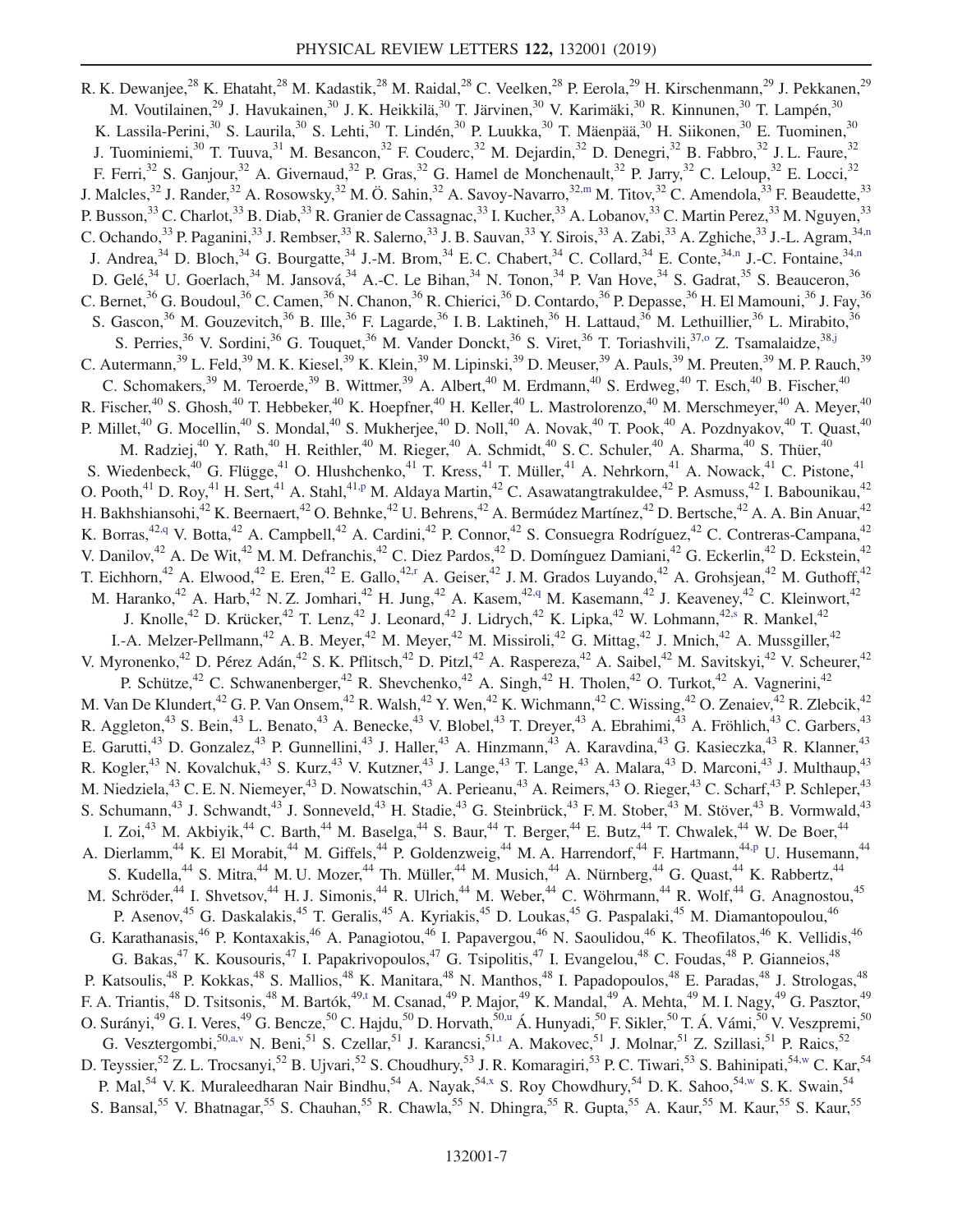R. K. Dewanjee,[28] K. Ehataht,[28] M. Kadastik,[28] M. Raidal,[28] C. Veelken,[28] P. Eerola,[29] H. Kirschenmann,[29] J. Pekkanen,[29] M. Voutilainen,[29] J. Havukainen,[30] J. K. Heikkilä,[30] T. Järvinen,[30] V. Karimäki,[30] R. Kinnunen,[30] T. Lampén,[30] K. Lassila-Perini,[30] S. Laurila,[30] S. Lehti,[30] T. Lindén,[30] P. Luukka,[30] T. Mäenpää,[30] H. Siikonen,[30] E. Tuominen,[30] J. Tuominiemi,[30] T. Tuuva,[31] M. Besancon,[32] F. Couderc,[32] M. Dejardin,[32] D. Denegri,[32] B. Fabbro,[32] J. L. Faure,[32] F. Ferri,[32] S. Ganjour,[32] A. Givernaud,[32] P. Gras,[32] G. Hamel de Monchenault,[32] P. Jarry,[32] C. Leloup,[32] E. Locci,[32] J. Malcles,[32] J. Rander,[32] A. Rosowsky,[32] M. Ö. Sahin,[32] A. Savoy-Navarro,[32,m] M. Titov,[32] C. Amendola,[33] F. Beaudette,[33] P. Busson,[33] C. Charlot,[33] B. Diab,[33] R. Granier de Cassagnac,[33] I. Kucher,[33] A. Lobanov,[33] C. Martin Perez,[33] M. Nguyen,[33] C. Ochando,[33] P. Paganini,[33] J. Rembser,[33] R. Salerno,[33] J. B. Sauvan,[33] Y. Sirois,[33] A. Zabi,[33] A. Zghiche,[33] J.-L. Agram,[34,n] J. Andrea,[34] D. Bloch,[34] G. Bourgatte,[34] J.-M. Brom,[34] E. C. Chabert,[34] C. Collard,[34] E. Conte,[34,n] J.-C. Fontaine,[34,n] D. Gelé,[34] U. Goerlach,[34] M. Jansová,[34] A.-C. Le Bihan,[34] N. Tonon,[34] P. Van Hove,[34] S. Gadrat,[35] S. Beauceron,[36] C. Bernet,[36] G. Boudoul,[36] C. Camen,[36] N. Chanon,[36] R. Chierici,[36] D. Contardo,[36] P. Depasse,[36] H. El Mamouni,[36] J. Fay,[36] S. Gascon,[36] M. Gouzevitch,[36] B. Ille,[36] F. Lagarde,[36] I. B. Laktineh,[36] H. Lattaud,[36] M. Lethuillier,[36] L. Mirabito,[36] S. Perries,[36] V. Sordini,[36] G. Touquet,[36] M. Vander Donckt,[36] S. Viret,[36] T. Toriashvili,[37,o] Z. Tsamalaidze,[38,j] C. Autermann,[39] L. Feld,[39] M. K. Kiesel,[39] K. Klein,[39] M. Lipinski,[39] D. Meuser,[39] A. Pauls,[39] M. Preuten,[39] M. P. Rauch,[39] C. Schomakers,[39] M. Teroerde,[39] B. Wittmer,[39] A. Albert,[40] M. Erdmann,[40] S. Erdweg,[40] T. Esch,[40] B. Fischer,[40] R. Fischer,[40] S. Ghosh,[40] T. Hebbeker,[40] K. Hoepfner,[40] H. Keller,[40] L. Mastrolorenzo,[40] M. Merschmeyer,[40] A. Meyer,[40] P. Millet,[40] G. Mocellin,[40] S. Mondal,[40] S. Mukherjee,[40] D. Noll,[40] A. Novak,[40] T. Pook,[40] A. Pozdnyakov,[40] T. Quast,[40] M. Radziej,[40] Y. Rath,[40] H. Reithler,[40] M. Rieger,[40] A. Schmidt,[40] S. C. Schuler,[40] A. Sharma,[40] S. Thüer,[40] S. Wiedenbeck,[40] G. Flügge,[41] O. Hlushchenko,[41] T. Kress,[41] T. Müller,[41] A. Nehrkorn,[41] A. Nowack,[41] C. Pistone,[41] O. Pooth,[41] D. Roy,[41] H. Sert,[41] A. Stahl,[41,p] M. Aldaya Martin,[42] C. Asawatangtrakuldee,[42] P. Asmuss,[42] I. Babounikau,[42] H. Bakhshiansohi,[42] K. Beernaert,[42] O. Behnke,[42] U. Behrens,[42] A. Bermúdez Martínez,[42] D. Bertsche,[42] A. A. Bin Anuar,[42] K. Borras,[42,q] V. Botta,[42] A. Campbell,[42] A. Cardini,[42] P. Connor,[42] S. Consuegra Rodríguez,[42] C. Contreras-Campana,[42] V. Danilov,[42] A. De Wit,[42] M. M. Defranchis,[42] C. Diez Pardos,[42] D. Domínguez Damiani,[42] G. Eckerlin,[42] D. Eckstein,[42] T. Eichhorn,[42] A. Elwood,[42] E. Eren,[42] E. Gallo,[42,r] A. Geiser,[42] J. M. Grados Luyando,[42] A. Grohsjean,[42] M. Guthoff,[42] M. Haranko,[42] A. Harb,[42] N. Z. Jomhari,[42] H. Jung,[42] A. Kasem,[42,q] M. Kasemann,[42] J. Keaveney,[42] C. Kleinwort,[42] J. Knolle,[42] D. Krücker,[42] T. Lenz,[42] J. Leonard,[42] J. Lidrych,[42] K. Lipka,[42] W. Lohmann,[42,s] R. Mankel,[42] I.-A. Melzer-Pellmann,[42] A. B. Meyer,[42] M. Meyer,[42] M. Missiroli,[42] G. Mittag,[42] J. Mnich,[42] A. Mussgiller,[42] V. Myronenko,[42] D. Pérez Adán,[42] S. K. Pflitsch,[42] D. Pitzl,[42] A. Raspereza,[42] A. Saibel,[42] M. Savitskyi,[42] V. Scheurer,[42] P. Schütze,[42] C. Schwanenberger,[42] R. Shevchenko,[42] A. Singh,[42] H. Tholen,[42] O. Turkot,[42] A. Vagnerini,[42] M. Van De Klundert,[42] G. P. Van Onsem,[42] R. Walsh,[42] Y. Wen,[42] K. Wichmann,[42] C. Wissing,[42] O. Zenaiev,[42] R. Zlebcik,[42] R. Aggleton,[43] S. Bein,[43] L. Benato,[43] A. Benecke,[43] V. Blobel,[43] T. Dreyer,[43] A. Ebrahimi,[43] A. Fröhlich,[43] C. Garbers,[43] E. Garutti,[43] D. Gonzalez,[43] P. Gunnellini,[43] J. Haller,[43] A. Hinzmann,[43] A. Karavdina,[43] G. Kasieczka,[43] R. Klanner,[43] R. Kogler,[43] N. Kovalchuk,[43] S. Kurz,[43] V. Kutzner,[43] J. Lange,[43] T. Lange,[43] A. Malara,[43] D. Marconi,[43] J. Multhaup,[43] M. Niedziela,[43] C. E. N. Niemeyer,[43] D. Nowatschin,[43] A. Perieanu,[43] A. Reimers,[43] O. Rieger,[43] C. Scharf,[43] P. Schleper,[43] S. Schumann,[43] J. Schwandt,[43] J. Sonneveld,[43] H. Stadie,[43] G. Steinbrück,[43] F. M. Stober,[43] M. Stöver,[43] B. Vormwald,[43] I. Zoi,[43] M. Akbiyik,[44] C. Barth,[44] M. Baselga,[44] S. Baur,[44] T. Berger,[44] E. Butz,[44] T. Chwalek,[44] W. De Boer,[44] A. Dierlamm,[44] K. El Morabit,[44] M. Giffels,[44] P. Goldenzweig,[44] M. A. Harrendorf,[44] F. Hartmann,[44,p] U. Husemann,[44] S. Kudella,[44] S. Mitra,[44] M. U. Mozer,[44] Th. Müller,[44] M. Musich,[44] A. Nürnberg,[44] G. Quast,[44] K. Rabbertz,[44] M. Schröder,[44] I. Shvetsov,[44] H. J. Simonis,[44] R. Ulrich,[44] M. Weber,[44] C. Wöhrmann,[44] R. Wolf,[44] G. Anagnostou,[45] P. Asenov,[45] G. Daskalakis,[45] T. Geralis,[45] A. Kyriakis,[45] D. Loukas,[45] G. Paspalaki,[45] M. Diamantopoulou,[46] G. Karathanasis,[46] P. Kontaxakis,[46] A. Panagiotou,[46] I. Papavergou,[46] N. Saoulidou,[46] K. Theofilatos,[46] K. Vellidis,[46] G. Bakas,[47] K. Kousouris,[47] I. Papakrivopoulos,[47] G. Tsipolitis,[47] I. Evangelou,[48] C. Foudas,[48] P. Gianneios,[48] P. Katsoulis,[48] P. Kokkas,[48] S. Mallios,[48] K. Manitara,[48] N. Manthos,[48] I. Papadopoulos,[48] E. Paradas,[48] J. Strologas,[48] F. A. Triantis,[48] D. Tsitsonis,[48] M. Bartók,[49,t] M. Csanad,[49] P. Major,[49] K. Mandal,[49] A. Mehta,[49] M. I. Nagy,[49] G. Pasztor,[49] O. Surányi,[49] G. I. Veres,[49] G. Bencze,[50] C. Hajdu,[50] D. Horvath,[50,u] Á. Hunyadi,[50] F. Sikler,[50] T. Á. Vámi,[50] V. Veszpremi,[50] G. Vesztergombi,[50,a,v] N. Beni,[51] S. Czellar,[51] J. Karancsi,[51,t] A. Makovec,[51] J. Molnar,[51] Z. Szillasi,[51] P. Raics,[52] D. Teyssier,[52] Z. L. Trocsanyi,[52] B. Ujvari,[52] S. Choudhury,[53] J. R. Komaragiri,[53] P. C. Tiwari,[53] S. Bahinipati,[54,w] C. Kar,[54] P. Mal,[54] V. K. Muraleedharan Nair Bindhu,[54] A. Nayak,[54,x] S. Roy Chowdhury,[54] D. K. Sahoo,[54,w] S. K. Swain,[54] S. Bansal,[55] V. Bhatnagar,[55] S. Chauhan,[55] R. Chawla,[55] N. Dhingra,[55] R. Gupta,[55] A. Kaur,[55] M. Kaur,[55] S. Kaur,[55]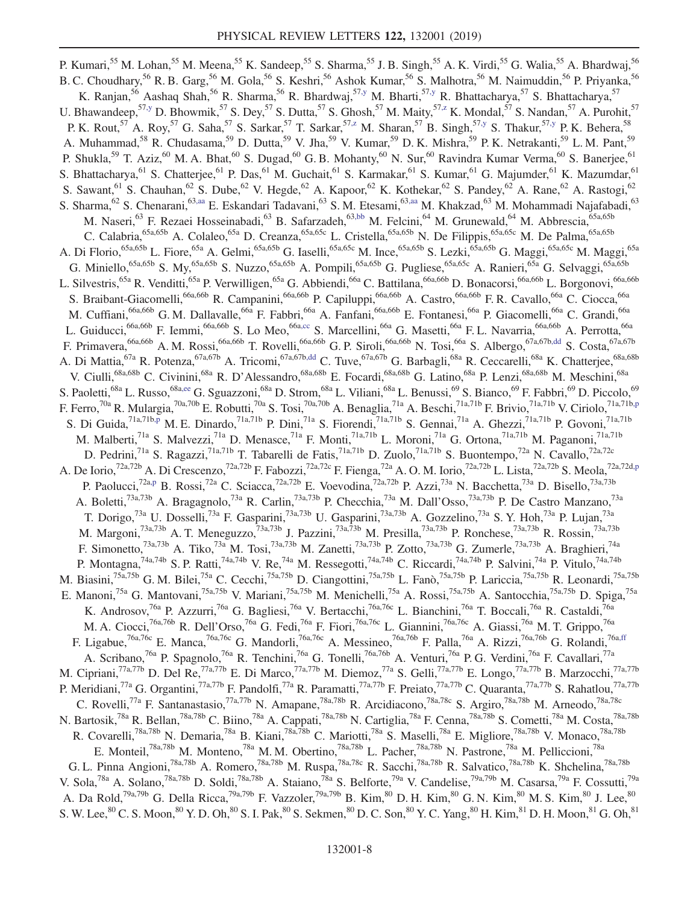P. Kumari,[55] M. Lohan,[55] M. Meena,[55] K. Sandeep,[55] S. Sharma,[55] J. B. Singh,[55] A. K. Virdi,[55] G. Walia,[55] A. Bhardwaj,[56] B. C. Choudhary,[56] R. B. Garg,[56] M. Gola,[56] S. Keshri,[56] Ashok Kumar,[56] S. Malhotra,[56] M. Naimuddin,[56] P. Priyanka,[56] K. Ranjan,[56] Aashaq Shah,[56] R. Sharma,[56] R. Bhardwaj,[57,y] M. Bharti,[57,y] R. Bhattacharya,[57] S. Bhattacharya,[57] U. Bhawandeep,[57,y] D. Bhowmik,[57] S. Dey,[57] S. Dutta,[57] S. Ghosh,[57] M. Maity,[57,z] K. Mondal,[57] S. Nandan,[57] A. Purohit,[57] P. K. Rout,[57] A. Roy,[57] G. Saha,[57] S. Sarkar,[57] T. Sarkar,[57,z] M. Sharan,[57] B. Singh,[57,y] S. Thakur,[57,y] P. K. Behera,[58] A. Muhammad,[58] R. Chudasama,[59] D. Dutta,[59] V. Jha,[59] V. Kumar,[59] D. K. Mishra,[59] P. K. Netrakanti,[59] L. M. Pant,[59] P. Shukla,[59] T. Aziz,[60] M. A. Bhat,[60] S. Dugad,[60] G. B. Mohanty,[60] N. Sur,[60] Ravindra Kumar Verma,[60] S. Banerjee,[61] S. Bhattacharya,[61] S. Chatterjee,[61] P. Das,[61] M. Guchait,[61] S. Karmakar,[61] S. Kumar,[61] G. Majumder,[61] K. Mazumdar,[61] S. Sawant,[61] S. Chauhan,[62] S. Dube,[62] V. Hegde,[62] A. Kapoor,[62] K. Kothekar,[62] S. Pandey,[62] A. Rane,[62] A. Rastogi,[62] S. Sharma,[62] S. Chenarani,[63,aa] E. Eskandari Tadavani,[63] S. M. Etesami,[63,aa] M. Khakzad,[63] M. Mohammadi Najafabadi,[63] M. Naseri,[63] F. Rezaei Hosseinabadi,[63] B. Safarzadeh,[63,bb] M. Felcini,[64] M. Grunewald,[64] M. Abbrescia,[65a,65b] C. Calabria,[65a,65b] A. Colaleo,[65a] D. Creanza,[65a,65c] L. Cristella,[65a,65b] N. De Filippis,[65a,65c] M. De Palma,[65a,65b] A. Di Florio,[65a,65b] L. Fiore,[65a] A. Gelmi,[65a,65b] G. Iaselli,[65a,65c] M. Ince,[65a,65b] S. Lezki,[65a,65b] G. Maggi,[65a,65c] M. Maggi,[65a] G. Miniello,[65a,65b] S. My,[65a,65b] S. Nuzzo,[65a,65b] A. Pompili,[65a,65b] G. Pugliese,[65a,65c] A. Ranieri,[65a] G. Selvaggi,[65a,65b] L. Silvestris,[65a] R. Venditti,[65a] P. Verwilligen,[65a] G. Abbiendi,[66a] C. Battilana,[66a,66b] D. Bonacorsi,[66a,66b] L. Borgonovi,[66a,66b] S. Braibant-Giacomelli,[66a,66b] R. Campanini,[66a,66b] P. Capiluppi,[66a,66b] A. Castro,[66a,66b] F. R. Cavallo,[66a] C. Ciocca,[66a] M. Cuffiani,[66a,66b] G. M. Dallavalle,[66a] F. Fabbri,[66a] A. Fanfani,[66a,66b] E. Fontanesi,[66a] P. Giacomelli,[66a] C. Grandi,[66a] L. Guiducci,[66a,66b] F. Iemmi,[66a,66b] S. Lo Meo,[66a,cc] S. Marcellini,[66a] G. Masetti,[66a] F. L. Navarria,[66a,66b] A. Perrotta,[66a] F. Primavera,[66a,66b] A. M. Rossi,[66a,66b] T. Rovelli,[66a,66b] G. P. Siroli,[66a,66b] N. Tosi,[66a] S. Albergo,[67a,67b,dd] S. Costa,[67a,67b] A. Di Mattia,[67a] R. Potenza,[67a,67b] A. Tricomi,[67a,67b,dd] C. Tuve,[67a,67b] G. Barbagli,[68a] R. Ceccarelli,[68a] K. Chatterjee,[68a,68b] V. Ciulli,[68a,68b] C. Civinini,[68a] R. D'Alessandro,[68a,68b] E. Focardi,[68a,68b] G. Latino,[68a] P. Lenzi,[68a,68b] M. Meschini,[68a] S. Paoletti,[68a] L. Russo,[68a,ee] G. Sguazzoni,[68a] D. Strom,[68a] L. Viliani,[68a] L. Benussi,[69] S. Bianco,[69] F. Fabbri,[69] D. Piccolo,[69] F. Ferro,[70a] R. Mulargia,[70a,70b] E. Robutti,[70a] S. Tosi,[70a,70b] A. Benaglia,[71a] A. Beschi,[71a,71b] F. Brivio,[71a,71b] V. Ciriolo,[71a,71b,p] S. Di Guida,[71a,71b,p] M. E. Dinardo,[71a,71b] P. Dini,[71a] S. Fiorendi,[71a,71b] S. Gennai,[71a] A. Ghezzi,[71a,71b] P. Govoni,[71a,71b] M. Malberti,[71a] S. Malvezzi,[71a] D. Menasce,[71a] F. Monti,[71a,71b] L. Moroni,[71a] G. Ortona,[71a,71b] M. Paganoni,[71a,71b] D. Pedrini,[71a] S. Ragazzi,[71a,71b] T. Tabarelli de Fatis,[71a,71b] D. Zuolo,[71a,71b] S. Buontempo,[72a] N. Cavallo,[72a,72c] A. De Iorio,[72a,72b] A. Di Crescenzo,[72a,72b] F. Fabozzi,[72a,72c] F. Fienga,[72a] A. O. M. Iorio,[72a,72b] L. Lista,[72a,72b] S. Meola,[72a,72d,p] P. Paolucci,[72a,p] B. Rossi,[72a] C. Sciacca,[72a,72b] E. Voevodina,[72a,72b] P. Azzi,[73a] N. Bacchetta,[73a] D. Bisello,[73a,73b] A. Boletti,[73a,73b] A. Bragagnolo,[73a] R. Carlin,[73a,73b] P. Checchia,[73a] M. Dall'Osso,[73a,73b] P. De Castro Manzano,[73a] T. Dorigo,[73a] U. Dosselli,[73a] F. Gasparini,[73a,73b] U. Gasparini,[73a,73b] A. Gozzelino,[73a] S. Y. Hoh,[73a] P. Lujan,[73a] M. Margoni,[73a,73b] A. T. Meneguzzo,[73a,73b] J. Pazzini,[73a,73b] M. Presilla,[73a,73b] P. Ronchese,[73a,73b] R. Rossin,[73a,73b] F. Simonetto,[73a,73b] A. Tiko,[73a] M. Tosi,[73a,73b] M. Zanetti,[73a,73b] P. Zotto,[73a,73b] G. Zumerle,[73a,73b] A. Braghieri,[74a] P. Montagna,[74a,74b] S. P. Ratti,[74a,74b] V. Re,[74a] M. Ressegotti,[74a,74b] C. Riccardi,[74a,74b] P. Salvini,[74a] P. Vitulo,[74a,74b] M. Biasini,[75a,75b] G. M. Bilei,[75a] C. Cecchi,[75a,75b] D. Ciangottini,[75a,75b] L. Fanò,[75a,75b] P. Lariccia,[75a,75b] R. Leonardi,[75a,75b] E. Manoni,[75a] G. Mantovani,[75a,75b] V. Mariani,[75a,75b] M. Menichelli,[75a] A. Rossi,[75a,75b] A. Santocchia,[75a,75b] D. Spiga,[75a] K. Androsov,[76a] P. Azzurri,[76a] G. Bagliesi,[76a] V. Bertacchi,[76a,76c] L. Bianchini,[76a] T. Boccali,[76a] R. Castaldi,[76a] M. A. Ciocci,[76a,76b] R. Dell'Orso,[76a] G. Fedi,[76a] F. Fiori,[76a,76c] L. Giannini,[76a,76c] A. Giassi,[76a] M. T. Grippo,[76a] F. Ligabue,[76a,76c] E. Manca,[76a,76c] G. Mandorli,[76a,76c] A. Messineo,[76a,76b] F. Palla,[76a] A. Rizzi,[76a,76b] G. Rolandi,[76a,ff] A. Scribano,[76a] P. Spagnolo,[76a] R. Tenchini,[76a] G. Tonelli,[76a,76b] A. Venturi,[76a] P. G. Verdini,[76a] F. Cavallari,[77a] M. Cipriani,[77a,77b] D. Del Re,[77a,77b] E. Di Marco,[77a,77b] M. Diemoz,[77a] S. Gelli,[77a,77b] E. Longo,[77a,77b] B. Marzocchi,[77a,77b] P. Meridiani,[77a] G. Organtini,[77a,77b] F. Pandolfi,[77a] R. Paramatti,[77a,77b] F. Preiato,[77a,77b] C. Quaranta,[77a,77b] S. Rahatlou,[77a,77b] C. Rovelli,[77a] F. Santanastasio,[77a,77b] N. Amapane,[78a,78b] R. Arcidiacono,[78a,78c] S. Argiro,[78a,78b] M. Arneodo,[78a,78c] N. Bartosik,[78a] R. Bellan,[78a,78b] C. Biino,[78a] A. Cappati,[78a,78b] N. Cartiglia,[78a] F. Cenna,[78a,78b] S. Cometti,[78a] M. Costa,[78a,78b] R. Covarelli,[78a,78b] N. Demaria,[78a] B. Kiani,[78a,78b] C. Mariotti,[78a] S. Maselli,[78a] E. Migliore,[78a,78b] V. Monaco,[78a,78b] E. Monteil,[78a,78b] M. Monteno,[78a] M. M. Obertino,[78a,78b] L. Pacher,[78a,78b] N. Pastrone,[78a] M. Pelliccioni,[78a] G. L. Pinna Angioni,[78a,78b] A. Romero,[78a,78b] M. Ruspa,[78a,78c] R. Sacchi,[78a,78b] R. Salvatico,[78a,78b] K. Shchelina,[78a,78b] V. Sola,[78a] A. Solano,[78a,78b] D. Soldi,[78a,78b] A. Staiano,[78a] S. Belforte,[79a] V. Candelise,[79a,79b] M. Casarsa,[79a] F. Cossutti,[79a] A. Da Rold,[79a,79b] G. Della Ricca,[79a,79b] F. Vazzoler,[79a,79b] B. Kim,[80] D. H. Kim,[80] G. N. Kim,[80] M. S. Kim,[80] J. Lee,[80] S. W. Lee,[80] C. S. Moon,[80] Y. D. Oh,[80] S. I. Pak,[80] S. Sekmen,[80] D. C. Son,[80] Y. C. Yang,[80] H. Kim,[81] D. H. Moon,[81] G. Oh,[81]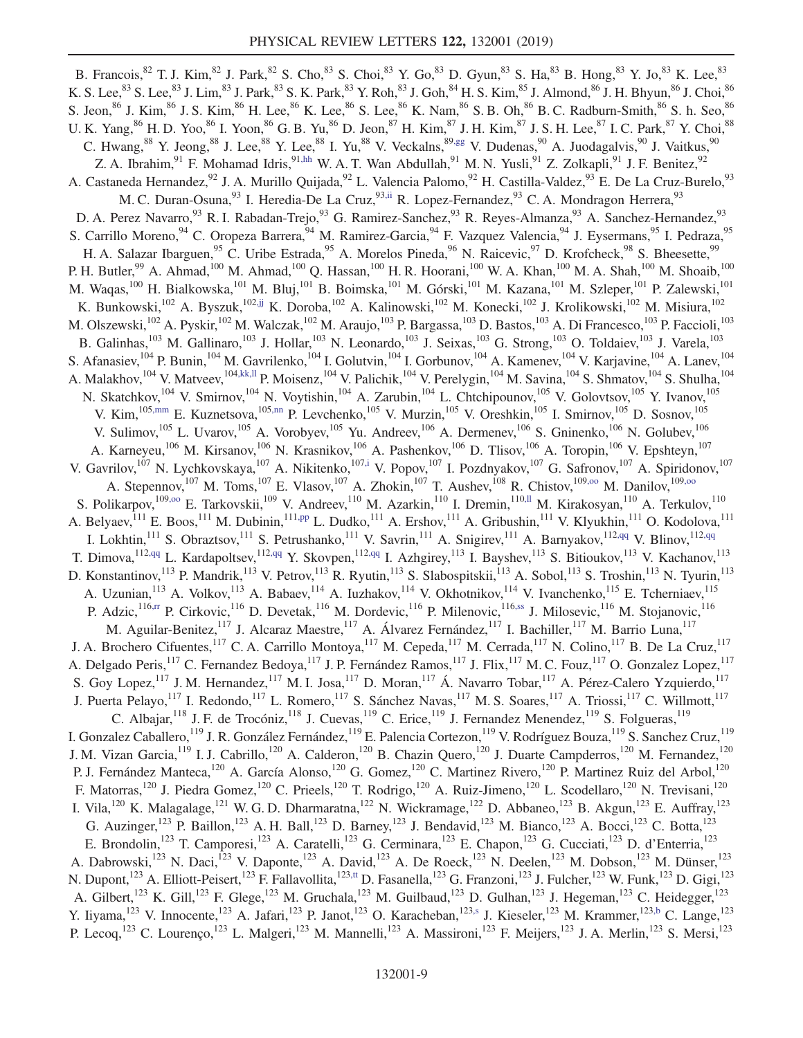B. Francois,[82] T. J. Kim,[82] J. Park,[82] S. Cho,[83] S. Choi,[83] Y. Go,[83] D. Gyun,[83] S. Ha,[83] B. Hong,[83] Y. Jo,[83] K. Lee,[83] K. S. Lee,[83] S. Lee,[83] J. Lim,[83] J. Park,[83] S. K. Park,[83] Y. Roh,[83] J. Goh,[84] H. S. Kim,[85] J. Almond,[86] J. H. Bhyun,[86] J. Choi,[86] S. Jeon,[86] J. Kim,[86] J. S. Kim,[86] H. Lee,[86] K. Lee,[86] S. Lee,[86] K. Nam,[86] S. B. Oh,[86] B. C. Radburn-Smith,[86] S. h. Seo,[86] U. K. Yang,[86] H. D. Yoo,[86] I. Yoon,[86] G. B. Yu,[86] D. Jeon,[87] H. Kim,[87] J. H. Kim,[87] J. S. H. Lee,[87] I. C. Park,[87] Y. Choi,[88] C. Hwang,[88] Y. Jeong,[88] J. Lee,[88] Y. Lee,[88] I. Yu,[88] V. Veckalns,[89,gg] V. Dudenas,[90] A. Juodagalvis,[90] J. Vaitkus,[90] Z. A. Ibrahim,[91] F. Mohamad Idris,[91,hh] W. A. T. Wan Abdullah,[91] M. N. Yusli,[91] Z. Zolkapli,[91] J. F. Benitez,[92] A. Castaneda Hernandez,[92] J. A. Murillo Quijada,[92] L. Valencia Palomo,[92] H. Castilla-Valdez,[93] E. De La Cruz-Burelo,[93] M. C. Duran-Osuna,[93] I. Heredia-De La Cruz,[93,ii] R. Lopez-Fernandez,[93] C. A. Mondragon Herrera,[93] D. A. Perez Navarro,[93] R. I. Rabadan-Trejo,[93] G. Ramirez-Sanchez,[93] R. Reyes-Almanza,[93] A. Sanchez-Hernandez,[93] S. Carrillo Moreno,[94] C. Oropeza Barrera,[94] M. Ramirez-Garcia,[94] F. Vazquez Valencia,[94] J. Eysermans,[95] I. Pedraza,[95] H. A. Salazar Ibarguen,[95] C. Uribe Estrada,[95] A. Morelos Pineda,[96] N. Raicevic,[97] D. Krofcheck,[98] S. Bheesette,[99] P. H. Butler,[99] A. Ahmad,[100] M. Ahmad,[100] Q. Hassan,[100] H. R. Hoorani,[100] W. A. Khan,[100] M. A. Shah,[100] M. Shoaib,[100] M. Waqas,[100] H. Bialkowska,[101] M. Bluj,[101] B. Boimska,[101] M. Górski,[101] M. Kazana,[101] M. Szleper,[101] P. Zalewski,[101] K. Bunkowski,[102] A. Byszuk,[102,jj] K. Doroba,[102] A. Kalinowski,[102] M. Konecki,[102] J. Krolikowski,[102] M. Misiura,[102] M. Olszewski,[102] A. Pyskir,[102] M. Walczak,[102] M. Araujo,[103] P. Bargassa,[103] D. Bastos,[103] A. Di Francesco,[103] P. Faccioli,[103] B. Galinhas,[103] M. Gallinaro,[103] J. Hollar,[103] N. Leonardo,[103] J. Seixas,[103] G. Strong,[103] O. Toldaiev,[103] J. Varela,[103] S. Afanasiev,[104] P. Bunin,[104] M. Gavrilenko,[104] I. Golutvin,[104] I. Gorbunov,[104] A. Kamenev,[104] V. Karjavine,[104] A. Lanev,[104] A. Malakhov,[104] V. Matveev,[104,kk,ll] P. Moisenz,[104] V. Palichik,[104] V. Perelygin,[104] M. Savina,[104] S. Shmatov,[104] S. Shulha,[104] N. Skatchkov,[104] V. Smirnov,[104] N. Voytishin,[104] A. Zarubin,[104] L. Chtchipounov,[105] V. Golovtsov,[105] Y. Ivanov,[105] V. Kim,[105,mm] E. Kuznetsova,[105,nn] P. Levchenko,[105] V. Murzin,[105] V. Oreshkin,[105] I. Smirnov,[105] D. Sosnov,[105] V. Sulimov,[105] L. Uvarov,[105] A. Vorobyev,[105] Yu. Andreev,[106] A. Dermenev,[106] S. Gninenko,[106] N. Golubev,[106] A. Karneyeu,[106] M. Kirsanov,[106] N. Krasnikov,[106] A. Pashenkov,[106] D. Tlisov,[106] A. Toropin,[106] V. Epshteyn,[107] V. Gavrilov,[107] N. Lychkovskaya,[107] A. Nikitenko,[107,i] V. Popov,[107] I. Pozdnyakov,[107] G. Safronov,[107] A. Spiridonov,[107] A. Stepennov,[107] M. Toms,[107] E. Vlasov,[107] A. Zhokin,[107] T. Aushev,[108] R. Chistov,[109,oo] M. Danilov,[109,oo] S. Polikarpov,[109,oo] E. Tarkovskii,[109] V. Andreev,[110] M. Azarkin,[110] I. Dremin,[110,ll] M. Kirakosyan,[110] A. Terkulov,[110] A. Belyaev,[111] E. Boos,[111] M. Dubinin,[111,pp] L. Dudko,[111] A. Ershov,[111] A. Gribushin,[111] V. Klyukhin,[111] O. Kodolova,[111] I. Lokhtin,[111] S. Obraztsov,[111] S. Petrushanko,[111] V. Savrin,[111] A. Snigirev,[111] A. Barnyakov,[112,qq] V. Blinov,[112,qq] T. Dimova,[112,qq] L. Kardapoltsev,[112,qq] Y. Skovpen,[112,qq] I. Azhgirey,[113] I. Bayshev,[113] S. Bitioukov,[113] V. Kachanov,[113] D. Konstantinov,[113] P. Mandrik,[113] V. Petrov,[113] R. Ryutin,[113] S. Slabospitskii,[113] A. Sobol,[113] S. Troshin,[113] N. Tyurin,[113] A. Uzunian,[113] A. Volkov,[113] A. Babaev,[114] A. Iuzhakov,[114] V. Okhotnikov,[114] V. Ivanchenko,[115] E. Tcherniaev,[115] P. Adzic,[116,rr] P. Cirkovic,[116] D. Devetak,[116] M. Dordevic,[116] P. Milenovic,[116,ss] J. Milosevic,[116] M. Stojanovic,[116] M. Aguilar-Benitez,[117] J. Alcaraz Maestre,[117] A. Álvarez Fernández,[117] I. Bachiller,[117] M. Barrio Luna,[117] J. A. Brochero Cifuentes,[117] C. A. Carrillo Montoya,[117] M. Cepeda,[117] M. Cerrada,[117] N. Colino,[117] B. De La Cruz,[117] A. Delgado Peris,[117] C. Fernandez Bedoya,[117] J. P. Fernández Ramos,[117] J. Flix,[117] M. C. Fouz,[117] O. Gonzalez Lopez,[117] S. Goy Lopez,[117] J. M. Hernandez,[117] M. I. Josa,[117] D. Moran,[117] Á. Navarro Tobar,[117] A. Pérez-Calero Yzquierdo,[117] J. Puerta Pelayo,[117] I. Redondo,[117] L. Romero,[117] S. Sánchez Navas,[117] M. S. Soares,[117] A. Triossi,[117] C. Willmott,[117] C. Albajar,[118] J. F. de Trocóniz,[118] J. Cuevas,[119] C. Erice,[119] J. Fernandez Menendez,[119] S. Folgueras,[119] I. Gonzalez Caballero,[119] J. R. González Fernández,[119] E. Palencia Cortezon,[119] V. Rodríguez Bouza,[119] S. Sanchez Cruz,[119] J. M. Vizan Garcia,[119] I. J. Cabrillo,[120] A. Calderon,[120] B. Chazin Quero,[120] J. Duarte Campderros,[120] M. Fernandez,[120] P. J. Fernández Manteca,[120] A. García Alonso,[120] G. Gomez,[120] C. Martinez Rivero,[120] P. Martinez Ruiz del Arbol,[120] F. Matorras,[120] J. Piedra Gomez,[120] C. Prieels,[120] T. Rodrigo,[120] A. Ruiz-Jimeno,[120] L. Scodellaro,[120] N. Trevisani,[120] I. Vila,[120] K. Malagalage,[121] W. G. D. Dharmaratna,[122] N. Wickramage,[122] D. Abbaneo,[123] B. Akgun,[123] E. Auffray,[123] G. Auzinger,[123] P. Baillon,[123] A. H. Ball,[123] D. Barney,[123] J. Bendavid,[123] M. Bianco,[123] A. Bocci,[123] C. Botta,[123] E. Brondolin,[123] T. Camporesi,[123] A. Caratelli,[123] G. Cerminara,[123] E. Chapon,[123] G. Cucciati,[123] D. d'Enterria,[123] A. Dabrowski,[123] N. Daci,[123] V. Daponte,[123] A. David,[123] A. De Roeck,[123] N. Deelen,[123] M. Dobson,[123] M. Dünser,[123] N. Dupont,[123] A. Elliott-Peisert,[123] F. Fallavollita,[123,tt] D. Fasanella,[123] G. Franzoni,[123] J. Fulcher,[123] W. Funk,[123] D. Gigi,[123] A. Gilbert,[123] K. Gill,[123] F. Glege,[123] M. Gruchala,[123] M. Guilbaud,[123] D. Gulhan,[123] J. Hegeman,[123] C. Heidegger,[123] Y. Iiyama,[123] V. Innocente,[123] A. Jafari,[123] P. Janot,[123] O. Karacheban,[123,s] J. Kieseler,[123] M. Krammer,[123,b] C. Lange,[123] P. Lecoq,[123] C. Lourenço,[123] L. Malgeri,[123] M. Mannelli,[123] A. Massironi,[123] F. Meijers,[123] J. A. Merlin,[123] S. Mersi,[123]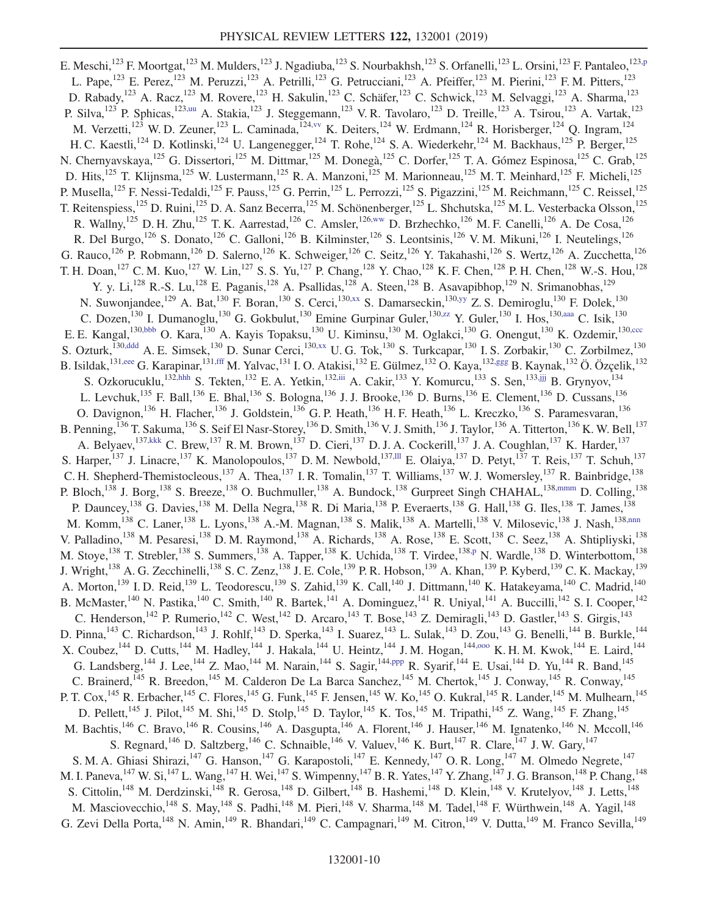E. Meschi,[123] F. Moortgat,[123] M. Mulders,[123] J. Ngadiuba,[123] S. Nourbakhsh,[123] S. Orfanelli,[123] L. Orsini,[123] F. Pantaleo,[123,p] L. Pape,[123] E. Perez,[123] M. Peruzzi,[123] A. Petrilli,[123] G. Petrucciani,[123] A. Pfeiffer,[123] M. Pierini,[123] F. M. Pitters,[123] D. Rabady,[123] A. Racz,[123] M. Rovere,[123] H. Sakulin,[123] C. Schäfer,[123] C. Schwick,[123] M. Selvaggi,[123] A. Sharma,[123] P. Silva,[123] P. Sphicas,[123,uu] A. Stakia,[123] J. Steggemann,[123] V. R. Tavolaro,[123] D. Treille,[123] A. Tsirou,[123] A. Vartak,[123] M. Verzetti,[123] W. D. Zeuner,[123] L. Caminada,[124,vv] K. Deiters,[124] W. Erdmann,[124] R. Horisberger,[124] Q. Ingram,[124] H. C. Kaestli,[124] D. Kotlinski,[124] U. Langenegger,[124] T. Rohe,[124] S. A. Wiederkehr,[124] M. Backhaus,[125] P. Berger,[125] N. Chernyavskaya,[125] G. Dissertori,[125] M. Dittmar,[125] M. Donegà,[125] C. Dorfer,[125] T. A. Gómez Espinosa,[125] C. Grab,[125] D. Hits,[125] T. Klijnsma,[125] W. Lustermann,[125] R. A. Manzoni,[125] M. Marionneau,[125] M. T. Meinhard,[125] F. Micheli,[125] P. Musella,[125] F. Nessi-Tedaldi,[125] F. Pauss,[125] G. Perrin,[125] L. Perrozzi,[125] S. Pigazzini,[125] M. Reichmann,[125] C. Reissel,[125] T. Reitenspiess,[125] D. Ruini,[125] D. A. Sanz Becerra,[125] M. Schönenberger,[125] L. Shchutska,[125] M. L. Vesterbacka Olsson,[125] R. Wallny,[125] D. H. Zhu,[125] T. K. Aarrestad,[126] C. Amsler,[126,ww] D. Brzhechko,[126] M. F. Canelli,[126] A. De Cosa,[126] R. Del Burgo,[126] S. Donato,[126] C. Galloni,[126] B. Kilminster,[126] S. Leontsinis,[126] V. M. Mikuni,[126] I. Neutelings,[126] G. Rauco,[126] P. Robmann,[126] D. Salerno,[126] K. Schweiger,[126] C. Seitz,[126] Y. Takahashi,[126] S. Wertz,[126] A. Zucchetta,[126] T. H. Doan,[127] C. M. Kuo,[127] W. Lin,[127] S. S. Yu,[127] P. Chang,[128] Y. Chao,[128] K. F. Chen,[128] P. H. Chen,[128] W.-S. Hou,[128] Y. y. Li,[128] R.-S. Lu,[128] E. Paganis,[128] A. Psallidas,[128] A. Steen,[128] B. Asavapibhop,[129] N. Srimanobhas,[129] N. Suwonjandee,[129] A. Bat,[130] F. Boran,[130] S. Cerci,[130,xx] S. Damarseckin,[130,yy] Z. S. Demiroglu,[130] F. Dolek,[130] C. Dozen,[130] I. Dumanoglu,[130] G. Gokbulut,[130] Emine Gurpinar Guler,[130,zz] Y. Guler,[130] I. Hos,[130,aaa] C. Isik,[130] E. E. Kangal,[130,bbb] O. Kara,[130] A. Kayis Topaksu,[130] U. Kiminsu,[130] M. Oglakci,[130] G. Onengut,[130] K. Ozdemir,[130,ccc] S. Ozturk,[130,ddd] A. E. Simsek,[130] D. Sunar Cerci,[130,xx] U. G. Tok,[130] S. Turkcapar,[130] I. S. Zorbakir,[130] C. Zorbilmez,[130] B. Isildak,[131,eee] G. Karapinar,[131,fff] M. Yalvac,[131] I. O. Atakisi,[132] E. Gülmez,[132] O. Kaya,[132,ggg] B. Kaynak,[132] Ö. Özçelik,[132] S. Ozkorucuklu,[132,hhh] S. Tekten,[132] E. A. Yetkin,[132,iii] A. Cakir,[133] Y. Komurcu,[133] S. Sen,[133,jjj] B. Grynyov,[134] L. Levchuk,[135] F. Ball,[136] E. Bhal,[136] S. Bologna,[136] J. J. Brooke,[136] D. Burns,[136] E. Clement,[136] D. Cussans,[136] O. Davignon,[136] H. Flacher,[136] J. Goldstein,[136] G. P. Heath,[136] H. F. Heath,[136] L. Kreczko,[136] S. Paramesvaran,[136] B. Penning,[136] T. Sakuma,[136] S. Seif El Nasr-Storey,[136] D. Smith,[136] V. J. Smith,[136] J. Taylor,[136] A. Titterton,[136] K. W. Bell,[137] A. Belyaev,[137,kkk] C. Brew,[137] R. M. Brown,[137] D. Cieri,[137] D. J. A. Cockerill,[137] J. A. Coughlan,[137] K. Harder,[137] S. Harper,[137] J. Linacre,[137] K. Manolopoulos,[137] D. M. Newbold,[137,lll] E. Olaiya,[137] D. Petyt,[137] T. Reis,[137] T. Schuh,[137] C. H. Shepherd-Themistocleous,[137] A. Thea,[137] I. R. Tomalin,[137] T. Williams,[137] W. J. Womersley,[137] R. Bainbridge,[138] P. Bloch,[138] J. Borg,[138] S. Breeze,[138] O. Buchmuller,[138] A. Bundock,[138] Gurpreet Singh CHAHAL,[138,mmm] D. Colling,[138] P. Dauncey,[138] G. Davies,[138] M. Della Negra,[138] R. Di Maria,[138] P. Everaerts,[138] G. Hall,[138] G. Iles,[138] T. James,[138] M. Komm,[138] C. Laner,[138] L. Lyons,[138] A.-M. Magnan,[138] S. Malik,[138] A. Martelli,[138] V. Milosevic,[138] J. Nash,[138,nnn] V. Palladino,[138] M. Pesaresi,[138] D. M. Raymond,[138] A. Richards,[138] A. Rose,[138] E. Scott,[138] C. Seez,[138] A. Shtipliyski,[138] M. Stoye,[138] T. Strebler,[138] S. Summers,[138] A. Tapper,[138] K. Uchida,[138] T. Virdee,[138,p] N. Wardle,[138] D. Winterbottom,[138] J. Wright,[138] A. G. Zecchinelli,[138] S. C. Zenz,[138] J. E. Cole,[139] P. R. Hobson,[139] A. Khan,[139] P. Kyberd,[139] C. K. Mackay,[139] A. Morton,[139] I. D. Reid,[139] L. Teodorescu,[139] S. Zahid,[139] K. Call,[140] J. Dittmann,[140] K. Hatakeyama,[140] C. Madrid,[140] B. McMaster,[140] N. Pastika,[140] C. Smith,[140] R. Bartek,[141] A. Dominguez,[141] R. Uniyal,[141] A. Buccilli,[142] S. I. Cooper,[142] C. Henderson,[142] P. Rumerio,[142] C. West,[142] D. Arcaro,[143] T. Bose,[143] Z. Demiragli,[143] D. Gastler,[143] S. Girgis,[143] D. Pinna,[143] C. Richardson,[143] J. Rohlf,[143] D. Sperka,[143] I. Suarez,[143] L. Sulak,[143] D. Zou,[143] G. Benelli,[144] B. Burkle,[144] X. Coubez,[144] D. Cutts,[144] M. Hadley,[144] J. Hakala,[144] U. Heintz,[144] J. M. Hogan,[144,ooo] K. H. M. Kwok,[144] E. Laird,[144] G. Landsberg,[144] J. Lee,[144] Z. Mao,[144] M. Narain,[144] S. Sagir,[144,ppp] R. Syarif,[144] E. Usai,[144] D. Yu,[144] R. Band,[145] C. Brainerd,[145] R. Breedon,[145] M. Calderon De La Barca Sanchez,[145] M. Chertok,[145] J. Conway,[145] R. Conway,[145] P. T. Cox,[145] R. Erbacher,[145] C. Flores,[145] G. Funk,[145] F. Jensen,[145] W. Ko,[145] O. Kukral,[145] R. Lander,[145] M. Mulhearn,[145] D. Pellett,[145] J. Pilot,[145] M. Shi,[145] D. Stolp,[145] D. Taylor,[145] K. Tos,[145] M. Tripathi,[145] Z. Wang,[145] F. Zhang,[145] M. Bachtis,[146] C. Bravo,[146] R. Cousins,[146] A. Dasgupta,[146] A. Florent,[146] J. Hauser,[146] M. Ignatenko,[146] N. Mccoll,[146] S. Regnard,[146] D. Saltzberg,[146] C. Schnaible,[146] V. Valuev,[146] K. Burt,[147] R. Clare,[147] J. W. Gary,[147] S. M. A. Ghiasi Shirazi,[147] G. Hanson,[147] G. Karapostoli,[147] E. Kennedy,[147] O. R. Long,[147] M. Olmedo Negrete,[147] M. I. Paneva,[147] W. Si,[147] L. Wang,[147] H. Wei,[147] S. Wimpenny,[147] B. R. Yates,[147] Y. Zhang,[147] J. G. Branson,[148] P. Chang,[148] S. Cittolin,[148] M. Derdzinski,[148] R. Gerosa,[148] D. Gilbert,[148] B. Hashemi,[148] D. Klein,[148] V. Krutelyov,[148] J. Letts,[148] M. Masciovecchio,[148] S. May,[148] S. Padhi,[148] M. Pieri,[148] V. Sharma,[148] M. Tadel,[148] F. Würthwein,[148] A. Yagil,[148] G. Zevi Della Porta,[148] N. Amin,[149] R. Bhandari,[149] C. Campagnari,[149] M. Citron,[149] V. Dutta,[149] M. Franco Sevilla,[149]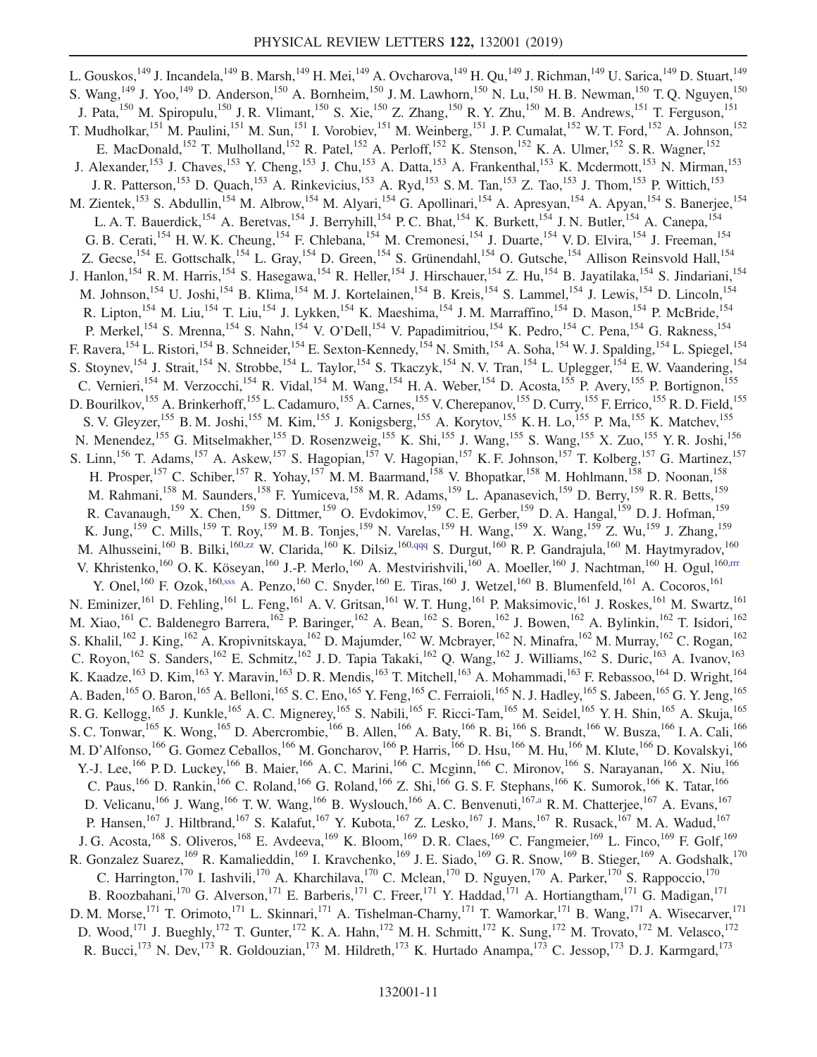L. Gouskos,[149] J. Incandela,[149] B. Marsh,[149] H. Mei,[149] A. Ovcharova,[149] H. Qu,[149] J. Richman,[149] U. Sarica,[149] D. Stuart,[149] S. Wang,[149] J. Yoo,[149] D. Anderson,[150] A. Bornheim,[150] J. M. Lawhorn,[150] N. Lu,[150] H. B. Newman,[150] T. Q. Nguyen,[150] J. Pata,[150] M. Spiropulu,[150] J. R. Vlimant,[150] S. Xie,[150] Z. Zhang,[150] R. Y. Zhu,[150] M. B. Andrews,[151] T. Ferguson,[151] T. Mudholkar,[151] M. Paulini,[151] M. Sun,[151] I. Vorobiev,[151] M. Weinberg,[151] J. P. Cumalat,[152] W. T. Ford,[152] A. Johnson,[152] E. MacDonald,[152] T. Mulholland,[152] R. Patel,[152] A. Perloff,[152] K. Stenson,[152] K. A. Ulmer,[152] S. R. Wagner,[152] J. Alexander,[153] J. Chaves,[153] Y. Cheng,[153] J. Chu,[153] A. Datta,[153] A. Frankenthal,[153] K. Mcdermott,[153] N. Mirman,[153] J. R. Patterson,[153] D. Quach,[153] A. Rinkevicius,[153] A. Ryd,[153] S. M. Tan,[153] Z. Tao,[153] J. Thom,[153] P. Wittich,[153] M. Zientek,[153] S. Abdullin,[154] M. Albrow,[154] M. Alyari,[154] G. Apollinari,[154] A. Apresyan,[154] A. Apyan,[154] S. Banerjee,[154] L. A. T. Bauerdick,[154] A. Beretvas,[154] J. Berryhill,[154] P. C. Bhat,[154] K. Burkett,[154] J. N. Butler,[154] A. Canepa,[154] G. B. Cerati,[154] H. W. K. Cheung,[154] F. Chlebana,[154] M. Cremonesi,[154] J. Duarte,[154] V. D. Elvira,[154] J. Freeman,[154] Z. Gecse,[154] E. Gottschalk,[154] L. Gray,[154] D. Green,[154] S. Grünendahl,[154] O. Gutsche,[154] Allison Reinsvold Hall,[154] J. Hanlon,[154] R. M. Harris,[154] S. Hasegawa,[154] R. Heller,[154] J. Hirschauer,[154] Z. Hu,[154] B. Jayatilaka,[154] S. Jindariani,[154] M. Johnson,[154] U. Joshi,[154] B. Klima,[154] M. J. Kortelainen,[154] B. Kreis,[154] S. Lammel,[154] J. Lewis,[154] D. Lincoln,[154] R. Lipton,[154] M. Liu,[154] T. Liu,[154] J. Lykken,[154] K. Maeshima,[154] J. M. Marraffino,[154] D. Mason,[154] P. McBride,[154] P. Merkel,[154] S. Mrenna,[154] S. Nahn,[154] V. O'Dell,[154] V. Papadimitriou,[154] K. Pedro,[154] C. Pena,[154] G. Rakness,[154] F. Ravera,[154] L. Ristori,[154] B. Schneider,[154] E. Sexton-Kennedy,[154] N. Smith,[154] A. Soha,[154] W. J. Spalding,[154] L. Spiegel,[154] S. Stoynev,[154] J. Strait,[154] N. Strobbe,[154] L. Taylor,[154] S. Tkaczyk,[154] N. V. Tran,[154] L. Uplegger,[154] E. W. Vaandering,[154] C. Vernieri,[154] M. Verzocchi,[154] R. Vidal,[154] M. Wang,[154] H. A. Weber,[154] D. Acosta,[155] P. Avery,[155] P. Bortignon,[155] D. Bourilkov,[155] A. Brinkerhoff,[155] L. Cadamuro,[155] A. Carnes,[155] V. Cherepanov,[155] D. Curry,[155] F. Errico,[155] R. D. Field,[155] S. V. Gleyzer,[155] B. M. Joshi,[155] M. Kim,[155] J. Konigsberg,[155] A. Korytov,[155] K. H. Lo,[155] P. Ma,[155] K. Matchev,[155] N. Menendez,[155] G. Mitselmakher,[155] D. Rosenzweig,[155] K. Shi,[155] J. Wang,[155] S. Wang,[155] X. Zuo,[155] Y. R. Joshi,[156] S. Linn,[156] T. Adams,[157] A. Askew,[157] S. Hagopian,[157] V. Hagopian,[157] K. F. Johnson,[157] T. Kolberg,[157] G. Martinez,[157] H. Prosper,[157] C. Schiber,[157] R. Yohay,[157] M. M. Baarmand,[158] V. Bhopatkar,[158] M. Hohlmann,[158] D. Noonan,[158] M. Rahmani,[158] M. Saunders,[158] F. Yumiceva,[158] M. R. Adams,[159] L. Apanasevich,[159] D. Berry,[159] R. R. Betts,[159] R. Cavanaugh,[159] X. Chen,[159] S. Dittmer,[159] O. Evdokimov,[159] C. E. Gerber,[159] D. A. Hangal,[159] D. J. Hofman,[159] K. Jung,[159] C. Mills,[159] T. Roy,[159] M. B. Tonjes,[159] N. Varelas,[159] H. Wang,[159] X. Wang,[159] Z. Wu,[159] J. Zhang,[159] M. Alhusseini,[160] B. Bilki,[160,zz] W. Clarida,[160] K. Dilsiz,[160,qqq] S. Durgut,[160] R. P. Gandrajula,[160] M. Haytmyradov,[160] V. Khristenko,[160] O. K. Köseyan,[160] J.-P. Merlo,[160] A. Mestvirishvili,[160] A. Moeller,[160] J. Nachtman,[160] H. Ogul,[160,rrr] Y. Onel,[160] F. Ozok,[160,sss] A. Penzo,[160] C. Snyder,[160] E. Tiras,[160] J. Wetzel,[160] B. Blumenfeld,[161] A. Cocoros,[161] N. Eminizer,[161] D. Fehling,[161] L. Feng,[161] A. V. Gritsan,[161] W. T. Hung,[161] P. Maksimovic,[161] J. Roskes,[161] M. Swartz,[161] M. Xiao,[161] C. Baldenegro Barrera,[162] P. Baringer,[162] A. Bean,[162] S. Boren,[162] J. Bowen,[162] A. Bylinkin,[162] T. Isidori,[162] S. Khalil,[162] J. King,[162] A. Kropivnitskaya,[162] D. Majumder,[162] W. Mcbrayer,[162] N. Minafra,[162] M. Murray,[162] C. Rogan,[162] C. Royon,[162] S. Sanders,[162] E. Schmitz,[162] J. D. Tapia Takaki,[162] Q. Wang,[162] J. Williams,[162] S. Duric,[163] A. Ivanov,[163] K. Kaadze,[163] D. Kim,[163] Y. Maravin,[163] D. R. Mendis,[163] T. Mitchell,[163] A. Mohammadi,[163] F. Rebassoo,[164] D. Wright,[164] A. Baden,[165] O. Baron,[165] A. Belloni,[165] S. C. Eno,[165] Y. Feng,[165] C. Ferraioli,[165] N. J. Hadley,[165] S. Jabeen,[165] G. Y. Jeng,[165] R. G. Kellogg,[165] J. Kunkle,[165] A. C. Mignerey,[165] S. Nabili,[165] F. Ricci-Tam,[165] M. Seidel,[165] Y. H. Shin,[165] A. Skuja,[165] S. C. Tonwar,[165] K. Wong,[165] D. Abercrombie,[166] B. Allen,[166] A. Baty,[166] R. Bi,[166] S. Brandt,[166] W. Busza,[166] I. A. Cali,[166] M. D'Alfonso,[166] G. Gomez Ceballos,[166] M. Goncharov,[166] P. Harris,[166] D. Hsu,[166] M. Hu,[166] M. Klute,[166] D. Kovalskyi,[166] Y.-J. Lee,[166] P. D. Luckey,[166] B. Maier,[166] A. C. Marini,[166] C. Mcginn,[166] C. Mironov,[166] S. Narayanan,[166] X. Niu,[166] C. Paus,[166] D. Rankin,[166] C. Roland,[166] G. Roland,[166] Z. Shi,[166] G. S. F. Stephans,[166] K. Sumorok,[166] K. Tatar,[166] D. Velicanu,[166] J. Wang,[166] T. W. Wang,[166] B. Wyslouch,[166] A. C. Benvenuti,[167,a] R. M. Chatterjee,[167] A. Evans,[167] P. Hansen,[167] J. Hiltbrand,[167] S. Kalafut,[167] Y. Kubota,[167] Z. Lesko,[167] J. Mans,[167] R. Rusack,[167] M. A. Wadud,[167] J. G. Acosta,[168] S. Oliveros,[168] E. Avdeeva,[169] K. Bloom,[169] D. R. Claes,[169] C. Fangmeier,[169] L. Finco,[169] F. Golf,[169] R. Gonzalez Suarez,[169] R. Kamalieddin,[169] I. Kravchenko,[169] J. E. Siado,[169] G. R. Snow,[169] B. Stieger,[169] A. Godshalk,[170] C. Harrington,[170] I. Iashvili,[170] A. Kharchilava,[170] C. Mclean,[170] D. Nguyen,[170] A. Parker,[170] S. Rappoccio,[170] B. Roozbahani,[170] G. Alverson,[171] E. Barberis,[171] C. Freer,[171] Y. Haddad,[171] A. Hortiangtham,[171] G. Madigan,[171] D. M. Morse,[171] T. Orimoto,[171] L. Skinnari,[171] A. Tishelman-Charny,[171] T. Wamorkar,[171] B. Wang,[171] A. Wisecarver,[171] D. Wood,[171] J. Bueghly,[172] T. Gunter,[172] K. A. Hahn,[172] M. H. Schmitt,[172] K. Sung,[172] M. Trovato,[172] M. Velasco,[172] R. Bucci,[173] N. Dev,[173] R. Goldouzian,[173] M. Hildreth,[173] K. Hurtado Anampa,[173] C. Jessop,[173] D. J. Karmgard,[173]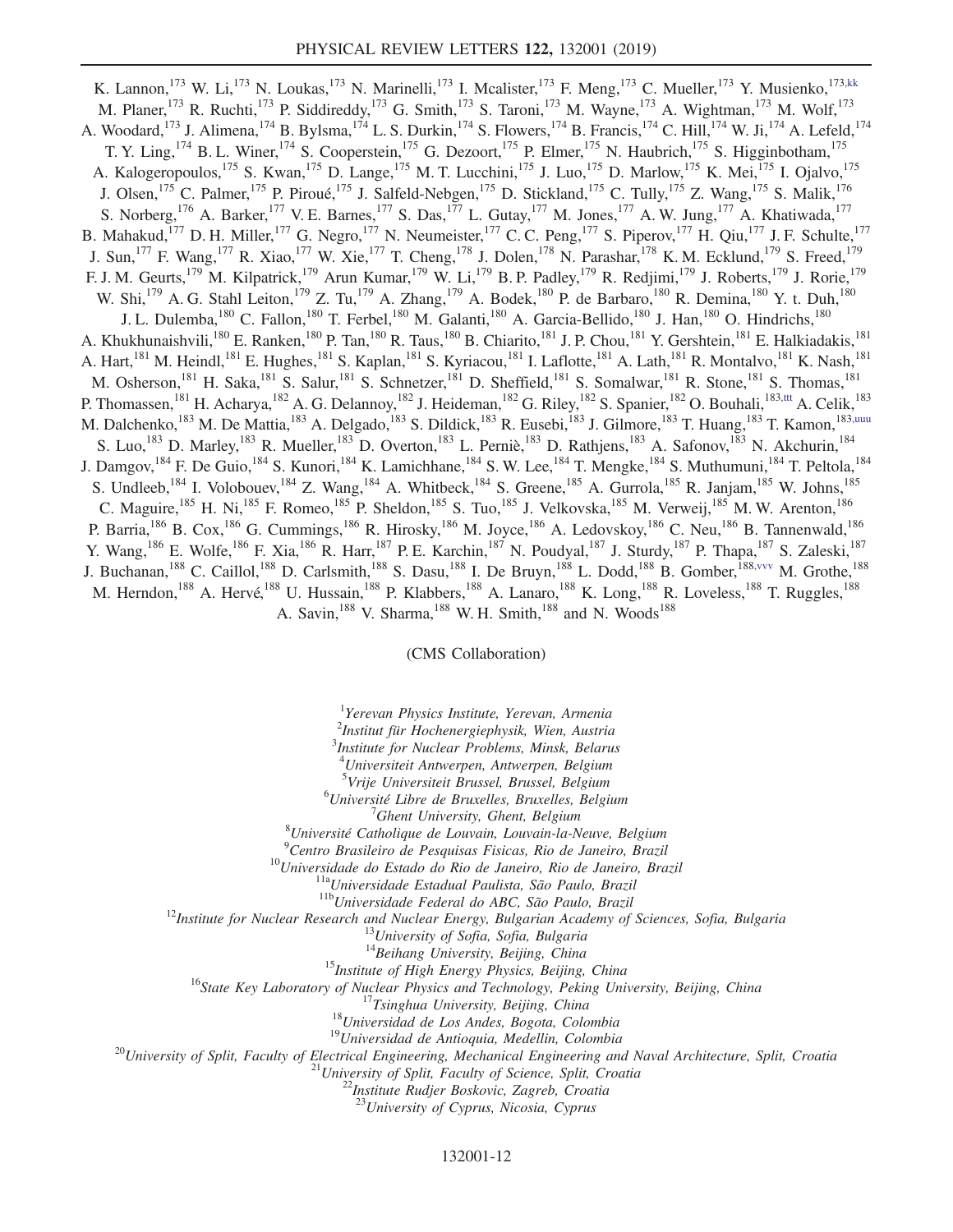K. Lannon,[173] W. Li,[173] N. Loukas,[173] N. Marinelli,[173] I. Mcalister,[173] F. Meng,[173] C. Mueller,[173] Y. Musienko,[173,kk] M. Planer,[173] R. Ruchti,[173] P. Siddireddy,[173] G. Smith,[173] S. Taroni,[173] M. Wayne,[173] A. Wightman,[173] M. Wolf,[173] A. Woodard,[173] J. Alimena,[174] B. Bylsma,[174] L. S. Durkin,[174] S. Flowers,[174] B. Francis,[174] C. Hill,[174] W. Ji,[174] A. Lefeld,[174] T. Y. Ling,[174] B. L. Winer,[174] S. Cooperstein,[175] G. Dezoort,[175] P. Elmer,[175] N. Haubrich,[175] S. Higginbotham,[175] A. Kalogeropoulos,[175] S. Kwan,[175] D. Lange,[175] M. T. Lucchini,[175] J. Luo,[175] D. Marlow,[175] K. Mei,[175] I. Ojalvo,[175] J. Olsen,[175] C. Palmer,[175] P. Piroué,[175] J. Salfeld-Nebgen,[175] D. Stickland,[175] C. Tully,[175] Z. Wang,[175] S. Malik,[176] S. Norberg,[176] A. Barker,[177] V. E. Barnes,[177] S. Das,[177] L. Gutay,[177] M. Jones,[177] A. W. Jung,[177] A. Khatiwada,[177] B. Mahakud,[177] D. H. Miller,[177] G. Negro,[177] N. Neumeister,[177] C. C. Peng,[177] S. Piperov,[177] H. Qiu,[177] J. F. Schulte,[177] J. Sun,[177] F. Wang,[177] R. Xiao,[177] W. Xie,[177] T. Cheng,[178] J. Dolen,[178] N. Parashar,[178] K. M. Ecklund,[179] S. Freed,[179] F. J. M. Geurts,[179] M. Kilpatrick,[179] Arun Kumar,[179] W. Li,[179] B. P. Padley,[179] R. Redjimi,[179] J. Roberts,[179] J. Rorie,[179] W. Shi,[179] A. G. Stahl Leiton,[179] Z. Tu,[179] A. Zhang,[179] A. Bodek,[180] P. de Barbaro,[180] R. Demina,[180] Y. t. Duh,[180] J. L. Dulemba,[180] C. Fallon,[180] T. Ferbel,[180] M. Galanti,[180] A. Garcia-Bellido,[180] J. Han,[180] O. Hindrichs,[180] A. Khukhunaishvili,[180] E. Ranken,[180] P. Tan,[180] R. Taus,[180] B. Chiarito,[181] J. P. Chou,[181] Y. Gershtein,[181] E. Halkiadakis,[181] A. Hart,[181] M. Heindl,[181] E. Hughes,[181] S. Kaplan,[181] S. Kyriacou,[181] I. Laflotte,[181] A. Lath,[181] R. Montalvo,[181] K. Nash,[181] M. Osherson,[181] H. Saka,[181] S. Salur,[181] S. Schnetzer,[181] D. Sheffield,[181] S. Somalwar,[181] R. Stone,[181] S. Thomas,[181] P. Thomassen,[181] H. Acharya,[182] A. G. Delannoy,[182] J. Heideman,[182] G. Riley,[182] S. Spanier,[182] O. Bouhali,[183,ttt] A. Celik,[183] M. Dalchenko,[183] M. De Mattia,[183] A. Delgado,[183] S. Dildick,[183] R. Eusebi,[183] J. Gilmore,[183] T. Huang,[183] T. Kamon,[183,uuu] S. Luo,[183] D. Marley,[183] R. Mueller,[183] D. Overton,[183] L. Perniè,[183] D. Rathjens,[183] A. Safonov,[183] N. Akchurin,[184] J. Damgov,[184] F. De Guio,[184] S. Kunori,[184] K. Lamichhane,[184] S. W. Lee,[184] T. Mengke,[184] S. Muthumuni,[184] T. Peltola,[184] S. Undleeb,[184] I. Volobouev,[184] Z. Wang,[184] A. Whitbeck,[184] S. Greene,[185] A. Gurrola,[185] R. Janjam,[185] W. Johns,[185] C. Maguire,[185] H. Ni,[185] F. Romeo,[185] P. Sheldon,[185] S. Tuo,[185] J. Velkovska,[185] M. Verweij,[185] M. W. Arenton,[186] P. Barria,[186] B. Cox,[186] G. Cummings,[186] R. Hirosky,[186] M. Joyce,[186] A. Ledovskoy,[186] C. Neu,[186] B. Tannenwald,[186] Y. Wang,[186] E. Wolfe,[186] F. Xia,[186] R. Harr,[187] P. E. Karchin,[187] N. Poudyal,[187] J. Sturdy,[187] P. Thapa,[187] S. Zaleski,[187] J. Buchanan,[188] C. Caillol,[188] D. Carlsmith,[188] S. Dasu,[188] I. De Bruyn,[188] L. Dodd,[188] B. Gomber,[188,vvv] M. Grothe,[188] M. Herndon,[188] A. Hervé,[188] U. Hussain,[188] P. Klabbers,[188] A. Lanaro,[188] K. Long,[188] R. Loveless,[188] T. Ruggles,[188] A. Savin,[188] V. Sharma,[188] W. H. Smith,[188] and N. Woods[188]

(CMS Collaboration)

[1] *Yerevan Physics Institute, Yerevan, Armenia*  
[2] *Institut für Hochenergiephysik, Wien, Austria*  
[3] *Institute for Nuclear Problems, Minsk, Belarus*  
[4] *Universiteit Antwerpen, Antwerpen, Belgium*  
[5] *Vrije Universiteit Brussel, Brussel, Belgium*  
[6] *Université Libre de Bruxelles, Bruxelles, Belgium*  
[7] *Ghent University, Ghent, Belgium*  
[8] *Université Catholique de Louvain, Louvain-la-Neuve, Belgium*  
[9] *Centro Brasileiro de Pesquisas Fisicas, Rio de Janeiro, Brazil*  
[10] *Universidade do Estado do Rio de Janeiro, Rio de Janeiro, Brazil*  
[11a] *Universidade Estadual Paulista, São Paulo, Brazil*  
[11b] *Universidade Federal do ABC, São Paulo, Brazil*  
[12] *Institute for Nuclear Research and Nuclear Energy, Bulgarian Academy of Sciences, Sofia, Bulgaria*  
[13] *University of Sofia, Sofia, Bulgaria*  
[14] *Beihang University, Beijing, China*  
[15] *Institute of High Energy Physics, Beijing, China*  
[16] *State Key Laboratory of Nuclear Physics and Technology, Peking University, Beijing, China*  
[17] *Tsinghua University, Beijing, China*  
[18] *Universidad de Los Andes, Bogota, Colombia*  
[19] *Universidad de Antioquia, Medellin, Colombia*  
[20] *University of Split, Faculty of Electrical Engineering, Mechanical Engineering and Naval Architecture, Split, Croatia*  
[21] *University of Split, Faculty of Science, Split, Croatia*  
[22] *Institute Rudjer Boskovic, Zagreb, Croatia*  
[23] *University of Cyprus, Nicosia, Cyprus*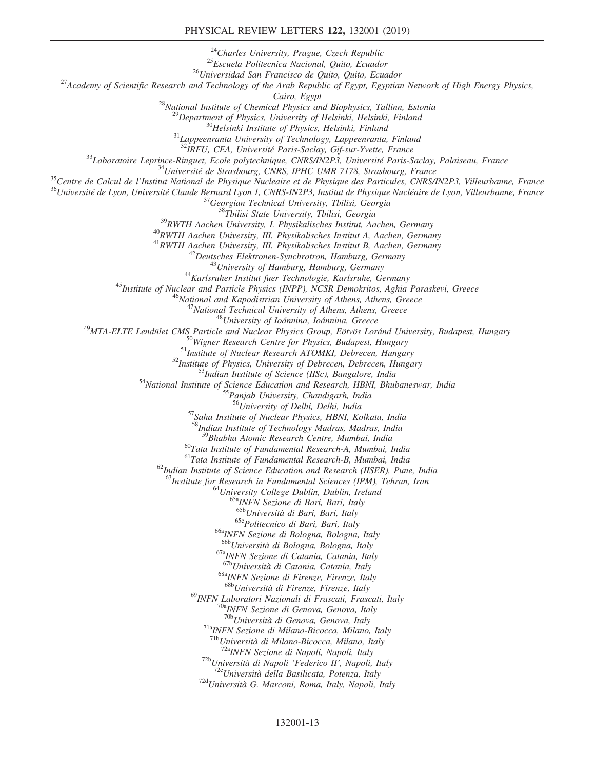[24]Charles University, Prague, Czech Republic
[25]Escuela Politecnica Nacional, Quito, Ecuador
[26]Universidad San Francisco de Quito, Quito, Ecuador
[27]Academy of Scientific Research and Technology of the Arab Republic of Egypt, Egyptian Network of High Energy Physics, Cairo, Egypt
[28]National Institute of Chemical Physics and Biophysics, Tallinn, Estonia
[29]Department of Physics, University of Helsinki, Helsinki, Finland
[30]Helsinki Institute of Physics, Helsinki, Finland
[31]Lappeenranta University of Technology, Lappeenranta, Finland
[32]IRFU, CEA, Université Paris-Saclay, Gif-sur-Yvette, France
[33]Laboratoire Leprince-Ringuet, Ecole polytechnique, CNRS/IN2P3, Université Paris-Saclay, Palaiseau, France
[34]Université de Strasbourg, CNRS, IPHC UMR 7178, Strasbourg, France
[35]Centre de Calcul de l'Institut National de Physique Nucleaire et de Physique des Particules, CNRS/IN2P3, Villeurbanne, France
[36]Université de Lyon, Université Claude Bernard Lyon 1, CNRS-IN2P3, Institut de Physique Nucléaire de Lyon, Villeurbanne, France
[37]Georgian Technical University, Tbilisi, Georgia
[38]Tbilisi State University, Tbilisi, Georgia
[39]RWTH Aachen University, I. Physikalisches Institut, Aachen, Germany
[40]RWTH Aachen University, III. Physikalisches Institut A, Aachen, Germany
[41]RWTH Aachen University, III. Physikalisches Institut B, Aachen, Germany
[42]Deutsches Elektronen-Synchrotron, Hamburg, Germany
[43]University of Hamburg, Hamburg, Germany
[44]Karlsruher Institut fuer Technologie, Karlsruhe, Germany
[45]Institute of Nuclear and Particle Physics (INPP), NCSR Demokritos, Aghia Paraskevi, Greece
[46]National and Kapodistrian University of Athens, Athens, Greece
[47]National Technical University of Athens, Athens, Greece
[48]University of Ioánnina, Ioánnina, Greece
[49]MTA-ELTE Lendület CMS Particle and Nuclear Physics Group, Eötvös Loránd University, Budapest, Hungary
[50]Wigner Research Centre for Physics, Budapest, Hungary
[51]Institute of Nuclear Research ATOMKI, Debrecen, Hungary
[52]Institute of Physics, University of Debrecen, Debrecen, Hungary
[53]Indian Institute of Science (IISc), Bangalore, India
[54]National Institute of Science Education and Research, HBNI, Bhubaneswar, India
[55]Panjab University, Chandigarh, India
[56]University of Delhi, Delhi, India
[57]Saha Institute of Nuclear Physics, HBNI, Kolkata, India
[58]Indian Institute of Technology Madras, Madras, India
[59]Bhabha Atomic Research Centre, Mumbai, India
[60]Tata Institute of Fundamental Research-A, Mumbai, India
[61]Tata Institute of Fundamental Research-B, Mumbai, India
[62]Indian Institute of Science Education and Research (IISER), Pune, India
[63]Institute for Research in Fundamental Sciences (IPM), Tehran, Iran
[64]University College Dublin, Dublin, Ireland
[65a]INFN Sezione di Bari, Bari, Italy
[65b]Università di Bari, Bari, Italy
[65c]Politecnico di Bari, Bari, Italy
[66a]INFN Sezione di Bologna, Bologna, Italy
[66b]Università di Bologna, Bologna, Italy
[67a]INFN Sezione di Catania, Catania, Italy
[67b]Università di Catania, Catania, Italy
[68a]INFN Sezione di Firenze, Firenze, Italy
[68b]Università di Firenze, Firenze, Italy
[69]INFN Laboratori Nazionali di Frascati, Frascati, Italy
[70a]INFN Sezione di Genova, Genova, Italy
[70b]Università di Genova, Genova, Italy
[71a]INFN Sezione di Milano-Bicocca, Milano, Italy
[71b]Università di Milano-Bicocca, Milano, Italy
[72a]INFN Sezione di Napoli, Napoli, Italy
[72b]Università di Napoli 'Federico II', Napoli, Italy
[72c]Università della Basilicata, Potenza, Italy
[72d]Università G. Marconi, Roma, Italy, Napoli, Italy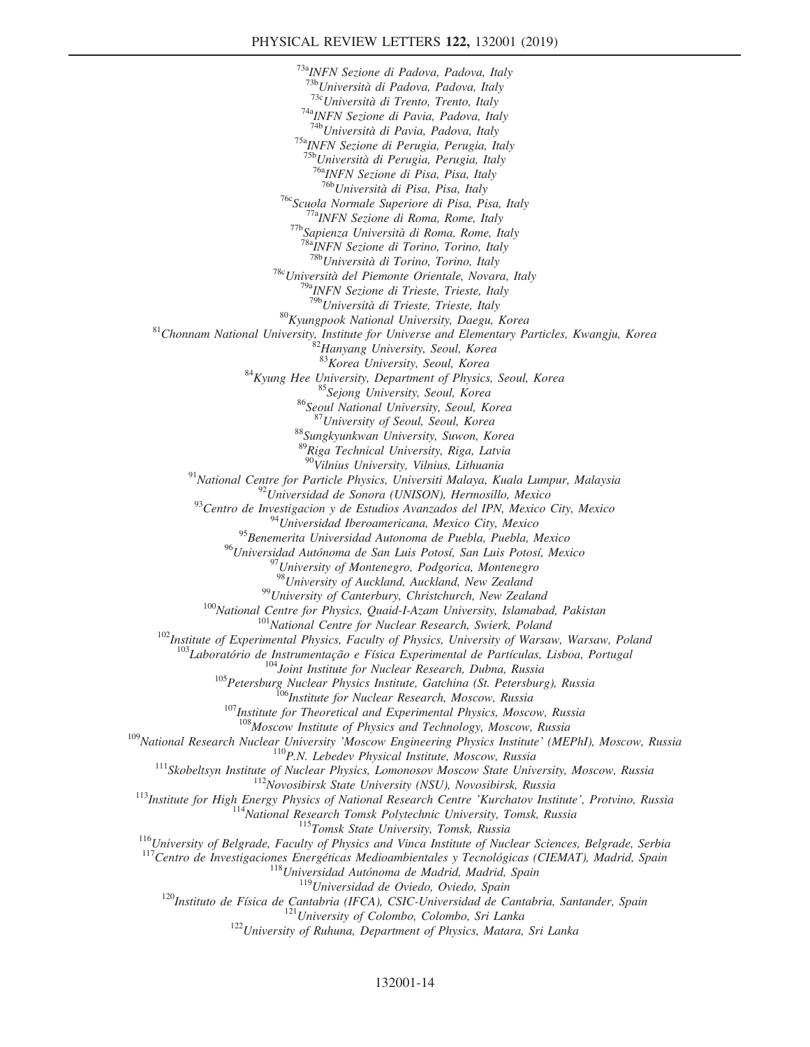[73a]INFN Sezione di Padova, Padova, Italy
[73b]Università di Padova, Padova, Italy
[73c]Università di Trento, Trento, Italy
[74a]INFN Sezione di Pavia, Padova, Italy
[74b]Università di Pavia, Padova, Italy
[75a]INFN Sezione di Perugia, Perugia, Italy
[75b]Università di Perugia, Perugia, Italy
[76a]INFN Sezione di Pisa, Pisa, Italy
[76b]Università di Pisa, Pisa, Italy
[76c]Scuola Normale Superiore di Pisa, Pisa, Italy
[77a]INFN Sezione di Roma, Rome, Italy
[77b]Sapienza Università di Roma, Rome, Italy
[78a]INFN Sezione di Torino, Torino, Italy
[78b]Università di Torino, Torino, Italy
[78c]Università del Piemonte Orientale, Novara, Italy
[79a]INFN Sezione di Trieste, Trieste, Italy
[79b]Università di Trieste, Trieste, Italy
[80]Kyungpook National University, Daegu, Korea
[81]Chonnam National University, Institute for Universe and Elementary Particles, Kwangju, Korea
[82]Hanyang University, Seoul, Korea
[83]Korea University, Seoul, Korea
[84]Kyung Hee University, Department of Physics, Seoul, Korea
[85]Sejong University, Seoul, Korea
[86]Seoul National University, Seoul, Korea
[87]University of Seoul, Seoul, Korea
[88]Sungkyunkwan University, Suwon, Korea
[89]Riga Technical University, Riga, Latvia
[90]Vilnius University, Vilnius, Lithuania
[91]National Centre for Particle Physics, Universiti Malaya, Kuala Lumpur, Malaysia
[92]Universidad de Sonora (UNISON), Hermosillo, Mexico
[93]Centro de Investigacion y de Estudios Avanzados del IPN, Mexico City, Mexico
[94]Universidad Iberoamericana, Mexico City, Mexico
[95]Benemerita Universidad Autonoma de Puebla, Puebla, Mexico
[96]Universidad Autónoma de San Luis Potosí, San Luis Potosí, Mexico
[97]University of Montenegro, Podgorica, Montenegro
[98]University of Auckland, Auckland, New Zealand
[99]University of Canterbury, Christchurch, New Zealand
[100]National Centre for Physics, Quaid-I-Azam University, Islamabad, Pakistan
[101]National Centre for Nuclear Research, Swierk, Poland
[102]Institute of Experimental Physics, Faculty of Physics, University of Warsaw, Warsaw, Poland
[103]Laboratório de Instrumentação e Física Experimental de Partículas, Lisboa, Portugal
[104]Joint Institute for Nuclear Research, Dubna, Russia
[105]Petersburg Nuclear Physics Institute, Gatchina (St. Petersburg), Russia
[106]Institute for Nuclear Research, Moscow, Russia
[107]Institute for Theoretical and Experimental Physics, Moscow, Russia
[108]Moscow Institute of Physics and Technology, Moscow, Russia
[109]National Research Nuclear University 'Moscow Engineering Physics Institute' (MEPhI), Moscow, Russia
[110]P.N. Lebedev Physical Institute, Moscow, Russia
[111]Skobeltsyn Institute of Nuclear Physics, Lomonosov Moscow State University, Moscow, Russia
[112]Novosibirsk State University (NSU), Novosibirsk, Russia
[113]Institute for High Energy Physics of National Research Centre 'Kurchatov Institute', Protvino, Russia
[114]National Research Tomsk Polytechnic University, Tomsk, Russia
[115]Tomsk State University, Tomsk, Russia
[116]University of Belgrade, Faculty of Physics and Vinca Institute of Nuclear Sciences, Belgrade, Serbia
[117]Centro de Investigaciones Energéticas Medioambientales y Tecnológicas (CIEMAT), Madrid, Spain
[118]Universidad Autónoma de Madrid, Madrid, Spain
[119]Universidad de Oviedo, Oviedo, Spain
[120]Instituto de Física de Cantabria (IFCA), CSIC-Universidad de Cantabria, Santander, Spain
[121]University of Colombo, Colombo, Sri Lanka
[122]University of Ruhuna, Department of Physics, Matara, Sri Lanka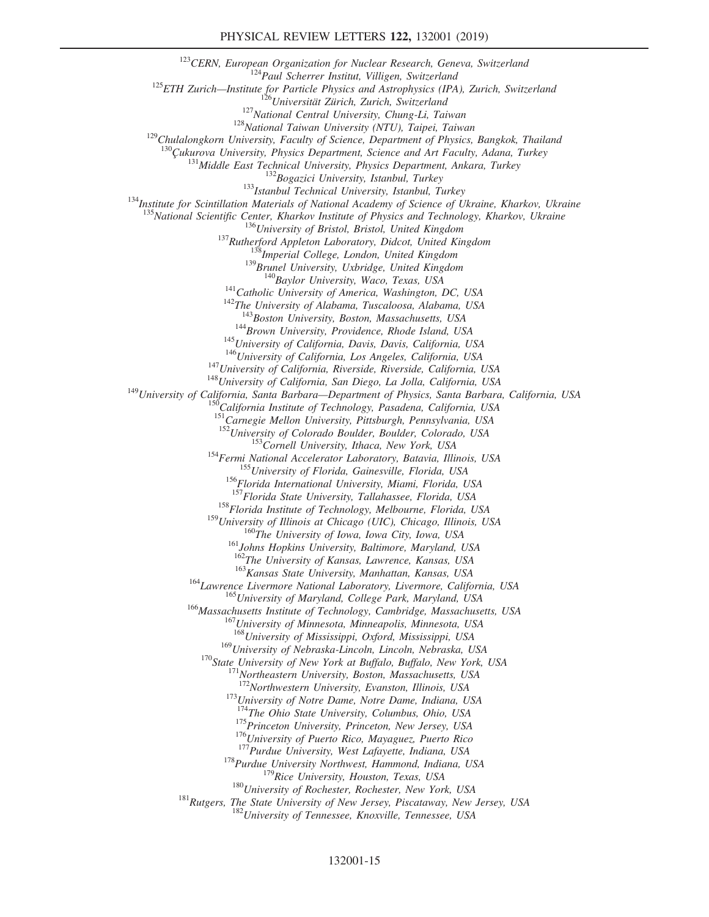[123]*CERN, European Organization for Nuclear Research, Geneva, Switzerland*
[124]*Paul Scherrer Institut, Villigen, Switzerland*
[125]*ETH Zurich—Institute for Particle Physics and Astrophysics (IPA), Zurich, Switzerland*
[126]*Universität Zürich, Zurich, Switzerland*
[127]*National Central University, Chung-Li, Taiwan*
[128]*National Taiwan University (NTU), Taipei, Taiwan*
[129]*Chulalongkorn University, Faculty of Science, Department of Physics, Bangkok, Thailand*
[130]*Çukurova University, Physics Department, Science and Art Faculty, Adana, Turkey*
[131]*Middle East Technical University, Physics Department, Ankara, Turkey*
[132]*Bogazici University, Istanbul, Turkey*
[133]*Istanbul Technical University, Istanbul, Turkey*
[134]*Institute for Scintillation Materials of National Academy of Science of Ukraine, Kharkov, Ukraine*
[135]*National Scientific Center, Kharkov Institute of Physics and Technology, Kharkov, Ukraine*
[136]*University of Bristol, Bristol, United Kingdom*
[137]*Rutherford Appleton Laboratory, Didcot, United Kingdom*
[138]*Imperial College, London, United Kingdom*
[139]*Brunel University, Uxbridge, United Kingdom*
[140]*Baylor University, Waco, Texas, USA*
[141]*Catholic University of America, Washington, DC, USA*
[142]*The University of Alabama, Tuscaloosa, Alabama, USA*
[143]*Boston University, Boston, Massachusetts, USA*
[144]*Brown University, Providence, Rhode Island, USA*
[145]*University of California, Davis, Davis, California, USA*
[146]*University of California, Los Angeles, California, USA*
[147]*University of California, Riverside, Riverside, California, USA*
[148]*University of California, San Diego, La Jolla, California, USA*
[149]*University of California, Santa Barbara—Department of Physics, Santa Barbara, California, USA*
[150]*California Institute of Technology, Pasadena, California, USA*
[151]*Carnegie Mellon University, Pittsburgh, Pennsylvania, USA*
[152]*University of Colorado Boulder, Boulder, Colorado, USA*
[153]*Cornell University, Ithaca, New York, USA*
[154]*Fermi National Accelerator Laboratory, Batavia, Illinois, USA*
[155]*University of Florida, Gainesville, Florida, USA*
[156]*Florida International University, Miami, Florida, USA*
[157]*Florida State University, Tallahassee, Florida, USA*
[158]*Florida Institute of Technology, Melbourne, Florida, USA*
[159]*University of Illinois at Chicago (UIC), Chicago, Illinois, USA*
[160]*The University of Iowa, Iowa City, Iowa, USA*
[161]*Johns Hopkins University, Baltimore, Maryland, USA*
[162]*The University of Kansas, Lawrence, Kansas, USA*
[163]*Kansas State University, Manhattan, Kansas, USA*
[164]*Lawrence Livermore National Laboratory, Livermore, California, USA*
[165]*University of Maryland, College Park, Maryland, USA*
[166]*Massachusetts Institute of Technology, Cambridge, Massachusetts, USA*
[167]*University of Minnesota, Minneapolis, Minnesota, USA*
[168]*University of Mississippi, Oxford, Mississippi, USA*
[169]*University of Nebraska-Lincoln, Lincoln, Nebraska, USA*
[170]*State University of New York at Buffalo, Buffalo, New York, USA*
[171]*Northeastern University, Boston, Massachusetts, USA*
[172]*Northwestern University, Evanston, Illinois, USA*
[173]*University of Notre Dame, Notre Dame, Indiana, USA*
[174]*The Ohio State University, Columbus, Ohio, USA*
[175]*Princeton University, Princeton, New Jersey, USA*
[176]*University of Puerto Rico, Mayaguez, Puerto Rico*
[177]*Purdue University, West Lafayette, Indiana, USA*
[178]*Purdue University Northwest, Hammond, Indiana, USA*
[179]*Rice University, Houston, Texas, USA*
[180]*University of Rochester, Rochester, New York, USA*
[181]*Rutgers, The State University of New Jersey, Piscataway, New Jersey, USA*
[182]*University of Tennessee, Knoxville, Tennessee, USA*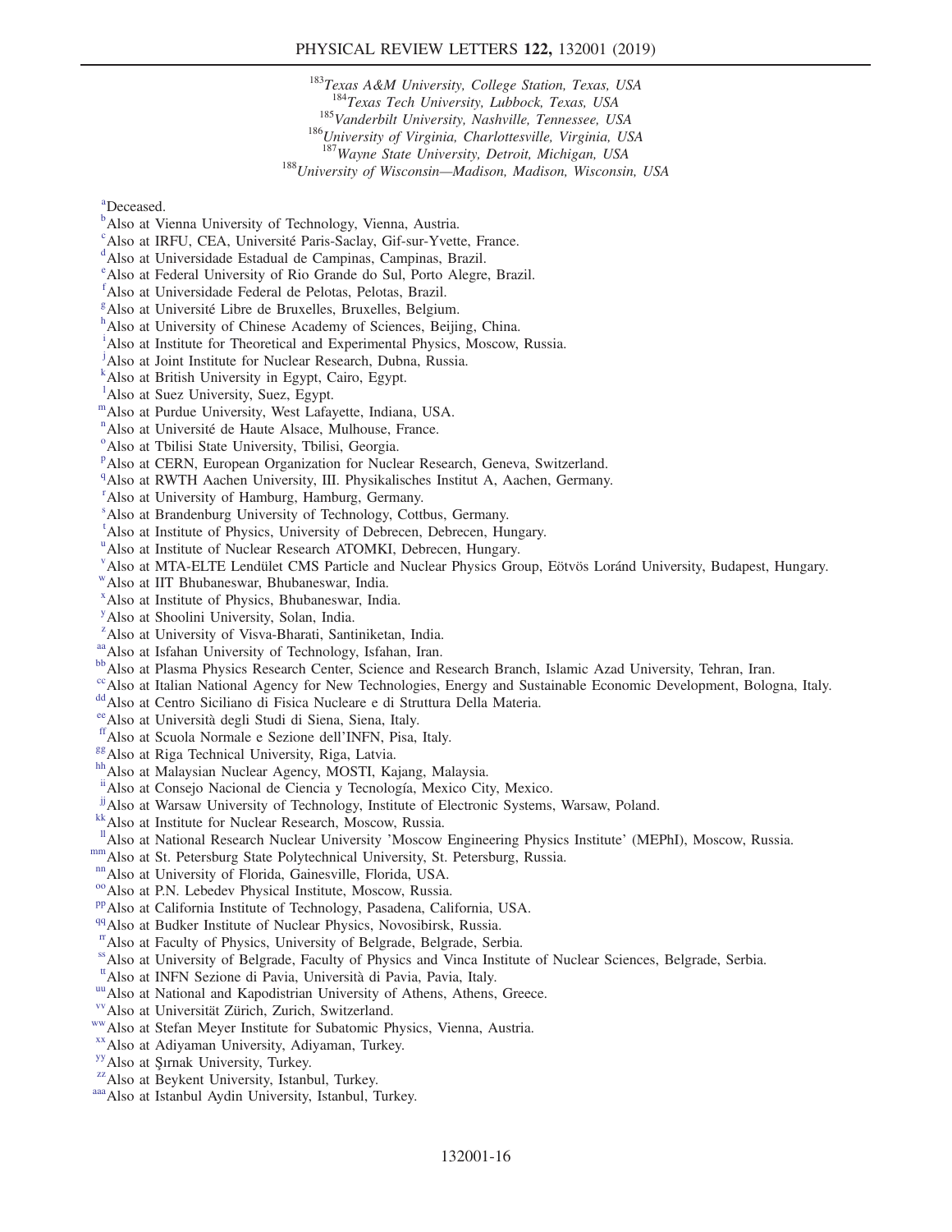[183]*Texas A&M University, College Station, Texas, USA*
[184]*Texas Tech University, Lubbock, Texas, USA*
[185]*Vanderbilt University, Nashville, Tennessee, USA*
[186]*University of Virginia, Charlottesville, Virginia, USA*
[187]*Wayne State University, Detroit, Michigan, USA*
[188]*University of Wisconsin—Madison, Madison, Wisconsin, USA*

[a]Deceased.
[b]Also at Vienna University of Technology, Vienna, Austria.
[c]Also at IRFU, CEA, Université Paris-Saclay, Gif-sur-Yvette, France.
[d]Also at Universidade Estadual de Campinas, Campinas, Brazil.
[e]Also at Federal University of Rio Grande do Sul, Porto Alegre, Brazil.
[f]Also at Universidade Federal de Pelotas, Pelotas, Brazil.
[g]Also at Université Libre de Bruxelles, Bruxelles, Belgium.
[h]Also at University of Chinese Academy of Sciences, Beijing, China.
[i]Also at Institute for Theoretical and Experimental Physics, Moscow, Russia.
[j]Also at Joint Institute for Nuclear Research, Dubna, Russia.
[k]Also at British University in Egypt, Cairo, Egypt.
[l]Also at Suez University, Suez, Egypt.
[m]Also at Purdue University, West Lafayette, Indiana, USA.
[n]Also at Université de Haute Alsace, Mulhouse, France.
[o]Also at Tbilisi State University, Tbilisi, Georgia.
[p]Also at CERN, European Organization for Nuclear Research, Geneva, Switzerland.
[q]Also at RWTH Aachen University, III. Physikalisches Institut A, Aachen, Germany.
[r]Also at University of Hamburg, Hamburg, Germany.
[s]Also at Brandenburg University of Technology, Cottbus, Germany.
[t]Also at Institute of Physics, University of Debrecen, Debrecen, Hungary.
[u]Also at Institute of Nuclear Research ATOMKI, Debrecen, Hungary.
[v]Also at MTA-ELTE Lendület CMS Particle and Nuclear Physics Group, Eötvös Loránd University, Budapest, Hungary.
[w]Also at IIT Bhubaneswar, Bhubaneswar, India.
[x]Also at Institute of Physics, Bhubaneswar, India.
[y]Also at Shoolini University, Solan, India.
[z]Also at University of Visva-Bharati, Santiniketan, India.
[aa]Also at Isfahan University of Technology, Isfahan, Iran.
[bb]Also at Plasma Physics Research Center, Science and Research Branch, Islamic Azad University, Tehran, Iran.
[cc]Also at Italian National Agency for New Technologies, Energy and Sustainable Economic Development, Bologna, Italy.
[dd]Also at Centro Siciliano di Fisica Nucleare e di Struttura Della Materia.
[ee]Also at Università degli Studi di Siena, Siena, Italy.
[ff]Also at Scuola Normale e Sezione dell'INFN, Pisa, Italy.
[gg]Also at Riga Technical University, Riga, Latvia.
[hh]Also at Malaysian Nuclear Agency, MOSTI, Kajang, Malaysia.
[ii]Also at Consejo Nacional de Ciencia y Tecnología, Mexico City, Mexico.
[jj]Also at Warsaw University of Technology, Institute of Electronic Systems, Warsaw, Poland.
[kk]Also at Institute for Nuclear Research, Moscow, Russia.
[ll]Also at National Research Nuclear University 'Moscow Engineering Physics Institute' (MEPhI), Moscow, Russia.
[mm]Also at St. Petersburg State Polytechnical University, St. Petersburg, Russia.
[nn]Also at University of Florida, Gainesville, Florida, USA.
[oo]Also at P.N. Lebedev Physical Institute, Moscow, Russia.
[pp]Also at California Institute of Technology, Pasadena, California, USA.
[qq]Also at Budker Institute of Nuclear Physics, Novosibirsk, Russia.
[rr]Also at Faculty of Physics, University of Belgrade, Belgrade, Serbia.
[ss]Also at University of Belgrade, Faculty of Physics and Vinca Institute of Nuclear Sciences, Belgrade, Serbia.
[tt]Also at INFN Sezione di Pavia, Università di Pavia, Pavia, Italy.
[uu]Also at National and Kapodistrian University of Athens, Athens, Greece.
[vv]Also at Universität Zürich, Zurich, Switzerland.
[ww]Also at Stefan Meyer Institute for Subatomic Physics, Vienna, Austria.
[xx]Also at Adiyaman University, Adiyaman, Turkey.
[yy]Also at Şırnak University, Turkey.
[zz]Also at Beykent University, Istanbul, Turkey.
[aaa]Also at Istanbul Aydin University, Istanbul, Turkey.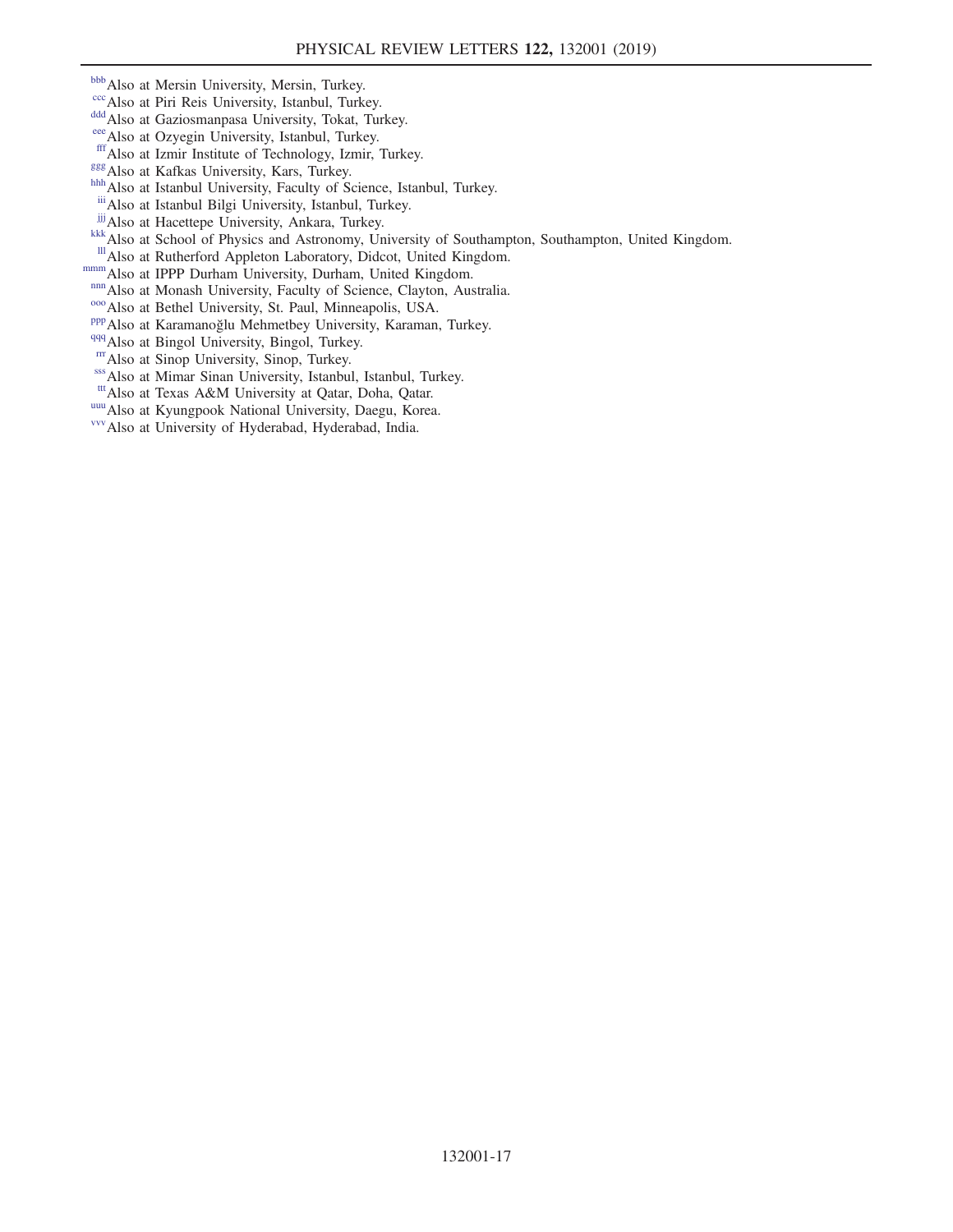[bbb]Also at Mersin University, Mersin, Turkey.
[ccc]Also at Piri Reis University, Istanbul, Turkey.
[ddd]Also at Gaziosmanpasa University, Tokat, Turkey.
[eee]Also at Ozyegin University, Istanbul, Turkey.
[fff]Also at Izmir Institute of Technology, Izmir, Turkey.
[ggg]Also at Kafkas University, Kars, Turkey.
[hhh]Also at Istanbul University, Faculty of Science, Istanbul, Turkey.
[iii]Also at Istanbul Bilgi University, Istanbul, Turkey.
[jjj]Also at Hacettepe University, Ankara, Turkey.
[kkk]Also at School of Physics and Astronomy, University of Southampton, Southampton, United Kingdom.
[lll]Also at Rutherford Appleton Laboratory, Didcot, United Kingdom.
[mmm]Also at IPPP Durham University, Durham, United Kingdom.
[nnn]Also at Monash University, Faculty of Science, Clayton, Australia.
[ooo]Also at Bethel University, St. Paul, Minneapolis, USA.
[ppp]Also at Karamanoğlu Mehmetbey University, Karaman, Turkey.
[qqq]Also at Bingol University, Bingol, Turkey.
[rrr]Also at Sinop University, Sinop, Turkey.
[sss]Also at Mimar Sinan University, Istanbul, Istanbul, Turkey.
[ttt]Also at Texas A&M University at Qatar, Doha, Qatar.
[uuu]Also at Kyungpook National University, Daegu, Korea.
[vvv]Also at University of Hyderabad, Hyderabad, India.